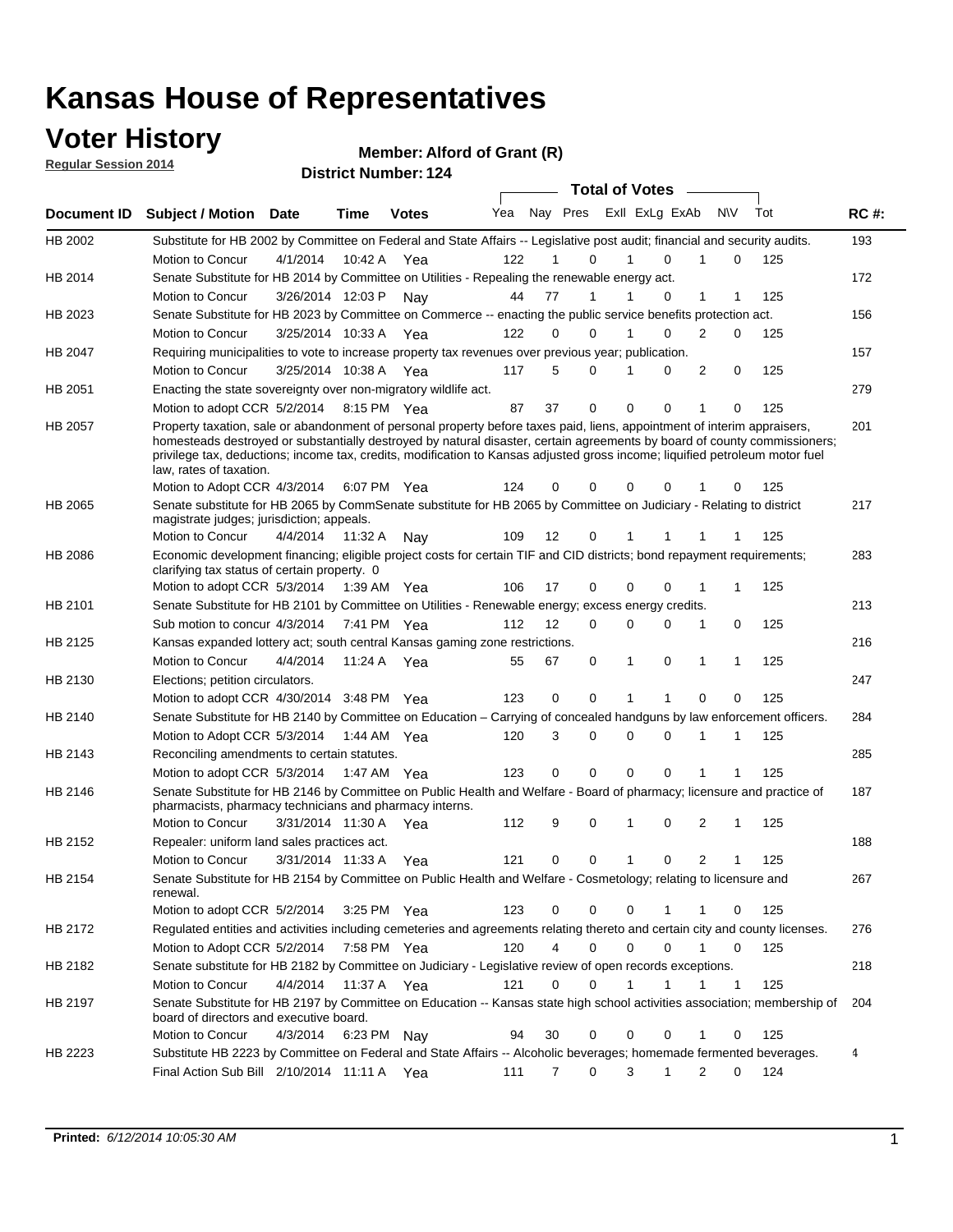# Kansas House of Representatives

## Voter History

**Regular Session 2014**

**Member: Alford of Grant (R)**

**District Number: 124**

| Document ID | Subject / Motion | Date | Time | Votes | Yea | Nay | Pres | ExII | ExLg | ExAb | N\V | Tot | RC #: |
|---|---|---|---|---|---|---|---|---|---|---|---|---|---|
| HB 2002 | Substitute for HB 2002 by Committee on Federal and State Affairs -- Legislative post audit; financial and security audits. | | | | | | | | | | | | 193 |
| | Motion to Concur | 4/1/2014 | 10:42 A | Yea | 122 | 1 | 0 | 1 | 0 | 1 | 0 | 125 | |
| HB 2014 | Senate Substitute for HB 2014 by Committee on Utilities - Repealing the renewable energy act. | | | | | | | | | | | | 172 |
| | Motion to Concur | 3/26/2014 | 12:03 P | Nay | 44 | 77 | 1 | 1 | 0 | 1 | 1 | 125 | |
| HB 2023 | Senate Substitute for HB 2023 by Committee on Commerce -- enacting the public service benefits protection act. | | | | | | | | | | | | 156 |
| | Motion to Concur | 3/25/2014 | 10:33 A | Yea | 122 | 0 | 0 | 1 | 0 | 2 | 0 | 125 | |
| HB 2047 | Requiring municipalities to vote to increase property tax revenues over previous year; publication. | | | | | | | | | | | | 157 |
| | Motion to Concur | 3/25/2014 | 10:38 A | Yea | 117 | 5 | 0 | 1 | 0 | 2 | 0 | 125 | |
| HB 2051 | Enacting the state sovereignty over non-migratory wildlife act. | | | | | | | | | | | | 279 |
| | Motion to adopt CCR | 5/2/2014 | 8:15 PM | Yea | 87 | 37 | 0 | 0 | 0 | 1 | 0 | 125 | |
| HB 2057 | Property taxation, sale or abandonment of personal property before taxes paid, liens, appointment of interim appraisers, homesteads destroyed or substantially destroyed by natural disaster, certain agreements by board of county commissioners; privilege tax, deductions; income tax, credits, modification to Kansas adjusted gross income; liquified petroleum motor fuel law, rates of taxation. | | | | | | | | | | | | 201 |
| | Motion to Adopt CCR | 4/3/2014 | 6:07 PM | Yea | 124 | 0 | 0 | 0 | 0 | 1 | 0 | 125 | |
| HB 2065 | Senate substitute for HB 2065 by CommSenate substitute for HB 2065 by Committee on Judiciary - Relating to district magistrate judges; jurisdiction; appeals. | | | | | | | | | | | | 217 |
| | Motion to Concur | 4/4/2014 | 11:32 A | Nay | 109 | 12 | 0 | 1 | 1 | 1 | 1 | 125 | |
| HB 2086 | Economic development financing; eligible project costs for certain TIF and CID districts; bond repayment requirements; clarifying tax status of certain property. 0 | | | | | | | | | | | | 283 |
| | Motion to adopt CCR | 5/3/2014 | 1:39 AM | Yea | 106 | 17 | 0 | 0 | 0 | 1 | 1 | 125 | |
| HB 2101 | Senate Substitute for HB 2101 by Committee on Utilities - Renewable energy; excess energy credits. | | | | | | | | | | | | 213 |
| | Sub motion to concur | 4/3/2014 | 7:41 PM | Yea | 112 | 12 | 0 | 0 | 0 | 1 | 0 | 125 | |
| HB 2125 | Kansas expanded lottery act; south central Kansas gaming zone restrictions. | | | | | | | | | | | | 216 |
| | Motion to Concur | 4/4/2014 | 11:24 A | Yea | 55 | 67 | 0 | 1 | 0 | 1 | 1 | 125 | |
| HB 2130 | Elections; petition circulators. | | | | | | | | | | | | 247 |
| | Motion to adopt CCR | 4/30/2014 | 3:48 PM | Yea | 123 | 0 | 0 | 1 | 1 | 0 | 0 | 125 | |
| HB 2140 | Senate Substitute for HB 2140 by Committee on Education – Carrying of concealed handguns by law enforcement officers. | | | | | | | | | | | | 284 |
| | Motion to Adopt CCR | 5/3/2014 | 1:44 AM | Yea | 120 | 3 | 0 | 0 | 0 | 1 | 1 | 125 | |
| HB 2143 | Reconciling amendments to certain statutes. | | | | | | | | | | | | 285 |
| | Motion to adopt CCR | 5/3/2014 | 1:47 AM | Yea | 123 | 0 | 0 | 0 | 0 | 1 | 1 | 125 | |
| HB 2146 | Senate Substitute for HB 2146 by Committee on Public Health and Welfare - Board of pharmacy; licensure and practice of pharmacists, pharmacy technicians and pharmacy interns. | | | | | | | | | | | | 187 |
| | Motion to Concur | 3/31/2014 | 11:30 A | Yea | 112 | 9 | 0 | 1 | 0 | 2 | 1 | 125 | |
| HB 2152 | Repealer: uniform land sales practices act. | | | | | | | | | | | | 188 |
| | Motion to Concur | 3/31/2014 | 11:33 A | Yea | 121 | 0 | 0 | 1 | 0 | 2 | 1 | 125 | |
| HB 2154 | Senate Substitute for HB 2154 by Committee on Public Health and Welfare - Cosmetology; relating to licensure and renewal. | | | | | | | | | | | | 267 |
| | Motion to adopt CCR | 5/2/2014 | 3:25 PM | Yea | 123 | 0 | 0 | 0 | 1 | 1 | 0 | 125 | |
| HB 2172 | Regulated entities and activities including cemeteries and agreements relating thereto and certain city and county licenses. | | | | | | | | | | | | 276 |
| | Motion to Adopt CCR | 5/2/2014 | 7:58 PM | Yea | 120 | 4 | 0 | 0 | 0 | 1 | 0 | 125 | |
| HB 2182 | Senate substitute for HB 2182 by Committee on Judiciary - Legislative review of open records exceptions. | | | | | | | | | | | | 218 |
| | Motion to Concur | 4/4/2014 | 11:37 A | Yea | 121 | 0 | 0 | 1 | 1 | 1 | 1 | 125 | |
| HB 2197 | Senate Substitute for HB 2197 by Committee on Education -- Kansas state high school activities association; membership of board of directors and executive board. | | | | | | | | | | | | 204 |
| | Motion to Concur | 4/3/2014 | 6:23 PM | Nay | 94 | 30 | 0 | 0 | 0 | 1 | 0 | 125 | |
| HB 2223 | Substitute HB 2223 by Committee on Federal and State Affairs -- Alcoholic beverages; homemade fermented beverages. | | | | | | | | | | | | 4 |
| | Final Action Sub Bill | 2/10/2014 | 11:11 A | Yea | 111 | 7 | 0 | 3 | 1 | 2 | 0 | 124 | |

**Printed:** *6/12/2014 10:05:30 AM*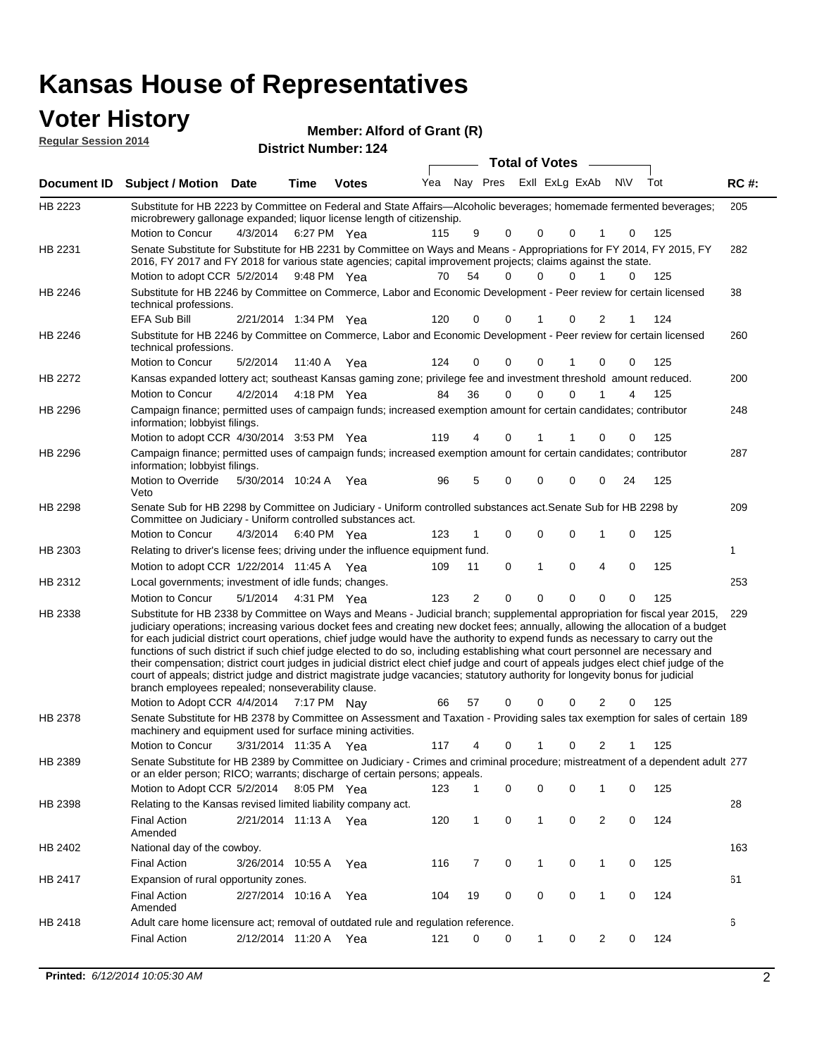# Kansas House of Representatives

## Voter History

**Regular Session 2014**

**Member: Alford of Grant (R)**

**District Number: 124**

| Document ID | Subject / Motion | Date | Time | Votes | Yea | Nay | Pres | ExII | ExLg | ExAb | N\V | Tot | RC #: |
|---|---|---|---|---|---|---|---|---|---|---|---|---|---|
| HB 2223 | Substitute for HB 2223 by Committee on Federal and State Affairs—Alcoholic beverages; homemade fermented beverages; microbrewery gallonage expanded; liquor license length of citizenship. | | | | | | | | | | | | 205 |
| | Motion to Concur | 4/3/2014 | 6:27 PM | Yea | 115 | 9 | 0 | 0 | 0 | 1 | 0 | 125 | |
| HB 2231 | Senate Substitute for Substitute for HB 2231 by Committee on Ways and Means - Appropriations for FY 2014, FY 2015, FY 2016, FY 2017 and FY 2018 for various state agencies; capital improvement projects; claims against the state. | | | | | | | | | | | | 282 |
| | Motion to adopt CCR | 5/2/2014 | 9:48 PM | Yea | 70 | 54 | 0 | 0 | 0 | 1 | 0 | 125 | |
| HB 2246 | Substitute for HB 2246 by Committee on Commerce, Labor and Economic Development - Peer review for certain licensed technical professions. | | | | | | | | | | | | 38 |
| | EFA Sub Bill | 2/21/2014 | 1:34 PM | Yea | 120 | 0 | 0 | 1 | 0 | 2 | 1 | 124 | |
| HB 2246 | Substitute for HB 2246 by Committee on Commerce, Labor and Economic Development - Peer review for certain licensed technical professions. | | | | | | | | | | | | 260 |
| | Motion to Concur | 5/2/2014 | 11:40 A | Yea | 124 | 0 | 0 | 0 | 1 | 0 | 0 | 125 | |
| HB 2272 | Kansas expanded lottery act; southeast Kansas gaming zone; privilege fee and investment threshold amount reduced. | | | | | | | | | | | | 200 |
| | Motion to Concur | 4/2/2014 | 4:18 PM | Yea | 84 | 36 | 0 | 0 | 0 | 1 | 4 | 125 | |
| HB 2296 | Campaign finance; permitted uses of campaign funds; increased exemption amount for certain candidates; contributor information; lobbyist filings. | | | | | | | | | | | | 248 |
| | Motion to adopt CCR | 4/30/2014 | 3:53 PM | Yea | 119 | 4 | 0 | 1 | 1 | 0 | 0 | 125 | |
| HB 2296 | Campaign finance; permitted uses of campaign funds; increased exemption amount for certain candidates; contributor information; lobbyist filings. | | | | | | | | | | | | 287 |
| | Motion to Override Veto | 5/30/2014 | 10:24 A | Yea | 96 | 5 | 0 | 0 | 0 | 0 | 24 | 125 | |
| HB 2298 | Senate Sub for HB 2298 by Committee on Judiciary - Uniform controlled substances act.Senate Sub for HB 2298 by Committee on Judiciary - Uniform controlled substances act. | | | | | | | | | | | | 209 |
| | Motion to Concur | 4/3/2014 | 6:40 PM | Yea | 123 | 1 | 0 | 0 | 0 | 1 | 0 | 125 | |
| HB 2303 | Relating to driver's license fees; driving under the influence equipment fund. | | | | | | | | | | | | 1 |
| | Motion to adopt CCR | 1/22/2014 | 11:45 A | Yea | 109 | 11 | 0 | 1 | 0 | 4 | 0 | 125 | |
| HB 2312 | Local governments; investment of idle funds; changes. | | | | | | | | | | | | 253 |
| | Motion to Concur | 5/1/2014 | 4:31 PM | Yea | 123 | 2 | 0 | 0 | 0 | 0 | 0 | 125 | |
| HB 2338 | Substitute for HB 2338 by Committee on Ways and Means - Judicial branch; supplemental appropriation for fiscal year 2015, judiciary operations; increasing various docket fees and creating new docket fees; annually, allowing the allocation of a budget for each judicial district court operations, chief judge would have the authority to expend funds as necessary to carry out the functions of such district if such chief judge elected to do so, including establishing what court personnel are necessary and their compensation; district court judges in judicial district elect chief judge and court of appeals judges elect chief judge of the court of appeals; district judge and district magistrate judge vacancies; statutory authority for longevity bonus for judicial branch employees repealed; nonseverability clause. | | | | | | | | | | | | 229 |
| | Motion to Adopt CCR | 4/4/2014 | 7:17 PM | Nay | 66 | 57 | 0 | 0 | 0 | 2 | 0 | 125 | |
| HB 2378 | Senate Substitute for HB 2378 by Committee on Assessment and Taxation - Providing sales tax exemption for sales of certain machinery and equipment used for surface mining activities. | | | | | | | | | | | | 189 |
| | Motion to Concur | 3/31/2014 | 11:35 A | Yea | 117 | 4 | 0 | 1 | 0 | 2 | 1 | 125 | |
| HB 2389 | Senate Substitute for HB 2389 by Committee on Judiciary - Crimes and criminal procedure; mistreatment of a dependent adult or an elder person; RICO; warrants; discharge of certain persons; appeals. | | | | | | | | | | | | 277 |
| | Motion to Adopt CCR | 5/2/2014 | 8:05 PM | Yea | 123 | 1 | 0 | 0 | 0 | 1 | 0 | 125 | |
| HB 2398 | Relating to the Kansas revised limited liability company act. | | | | | | | | | | | | 28 |
| | Final Action Amended | 2/21/2014 | 11:13 A | Yea | 120 | 1 | 0 | 1 | 0 | 2 | 0 | 124 | |
| HB 2402 | National day of the cowboy. | | | | | | | | | | | | 163 |
| | Final Action | 3/26/2014 | 10:55 A | Yea | 116 | 7 | 0 | 1 | 0 | 1 | 0 | 125 | |
| HB 2417 | Expansion of rural opportunity zones. | | | | | | | | | | | | 61 |
| | Final Action Amended | 2/27/2014 | 10:16 A | Yea | 104 | 19 | 0 | 0 | 0 | 1 | 0 | 124 | |
| HB 2418 | Adult care home licensure act; removal of outdated rule and regulation reference. | | | | | | | | | | | | 6 |
| | Final Action | 2/12/2014 | 11:20 A | Yea | 121 | 0 | 0 | 1 | 0 | 2 | 0 | 124 | |

**Printed:** *6/12/2014 10:05:30 AM*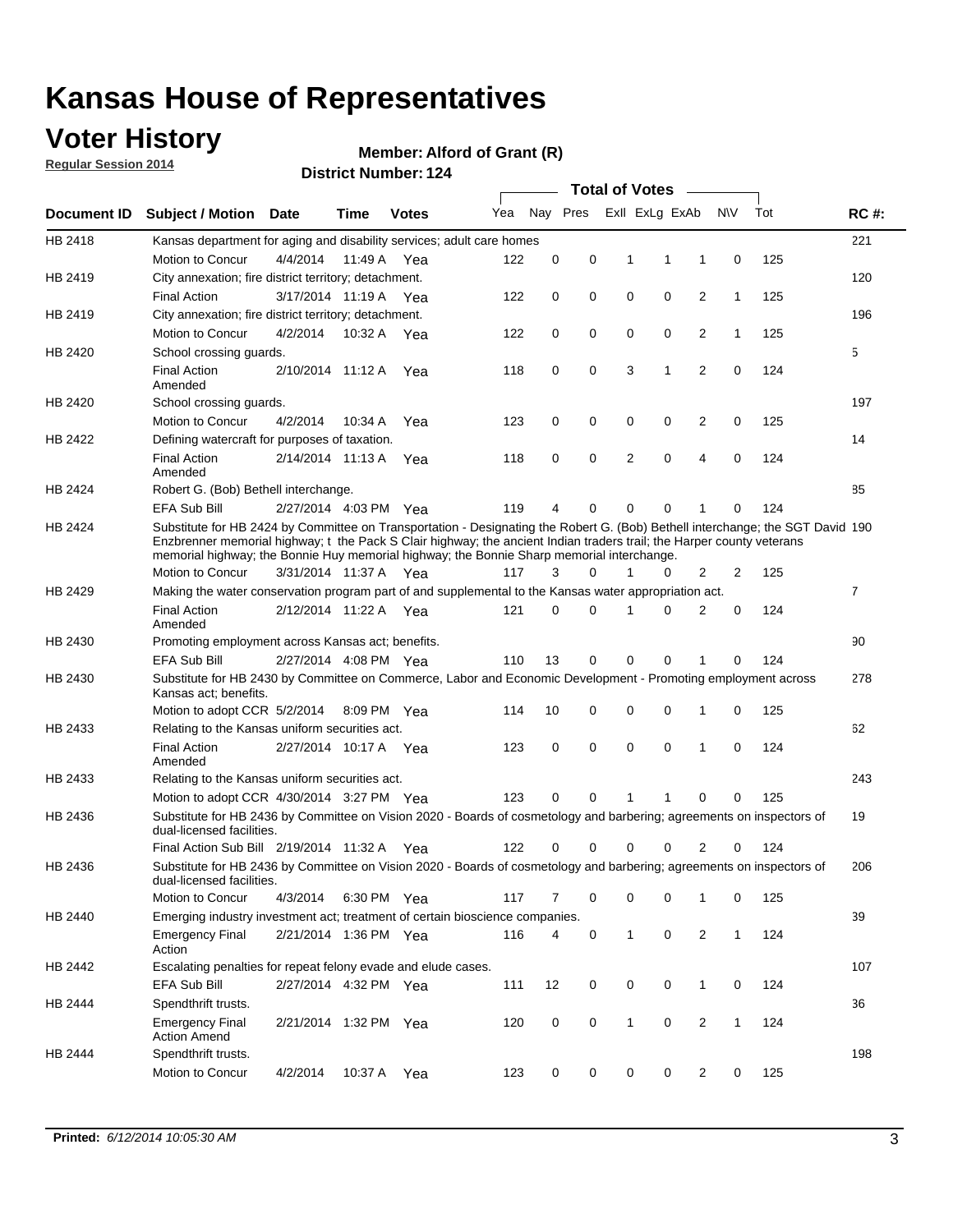# Kansas House of Representatives

## Voter History

**Regular Session 2014**

**Member: Alford of Grant (R)**

**District Number: 124**

| Document ID | Subject / Motion | Date | Time | Votes | Yea | Nay | Pres | ExII | ExLg | ExAb | N\V | Tot | RC #: |
|---|---|---|---|---|---|---|---|---|---|---|---|---|---|
| HB 2418 | Kansas department for aging and disability services; adult care homes | | | | | | | | | | | | 221 |
| | Motion to Concur | 4/4/2014 | 11:49 A | Yea | 122 | 0 | 0 | 1 | 1 | 1 | 0 | 125 | |
| HB 2419 | City annexation; fire district territory; detachment. | | | | | | | | | | | | 120 |
| | Final Action | 3/17/2014 | 11:19 A | Yea | 122 | 0 | 0 | 0 | 0 | 2 | 1 | 125 | |
| HB 2419 | City annexation; fire district territory; detachment. | | | | | | | | | | | | 196 |
| | Motion to Concur | 4/2/2014 | 10:32 A | Yea | 122 | 0 | 0 | 0 | 0 | 2 | 1 | 125 | |
| HB 2420 | School crossing guards. | | | | | | | | | | | | 5 |
| | Final Action Amended | 2/10/2014 | 11:12 A | Yea | 118 | 0 | 0 | 3 | 1 | 2 | 0 | 124 | |
| HB 2420 | School crossing guards. | | | | | | | | | | | | 197 |
| | Motion to Concur | 4/2/2014 | 10:34 A | Yea | 123 | 0 | 0 | 0 | 0 | 2 | 0 | 125 | |
| HB 2422 | Defining watercraft for purposes of taxation. | | | | | | | | | | | | 14 |
| | Final Action Amended | 2/14/2014 | 11:13 A | Yea | 118 | 0 | 0 | 2 | 0 | 4 | 0 | 124 | |
| HB 2424 | Robert G. (Bob) Bethell interchange. | | | | | | | | | | | | 85 |
| | EFA Sub Bill | 2/27/2014 | 4:03 PM | Yea | 119 | 4 | 0 | 0 | 0 | 1 | 0 | 124 | |
| HB 2424 | Substitute for HB 2424 by Committee on Transportation - Designating the Robert G. (Bob) Bethell interchange; the SGT David Enzbrenner memorial highway; t the Pack S Clair highway; the ancient Indian traders trail; the Harper county veterans memorial highway; the Bonnie Huy memorial highway; the Bonnie Sharp memorial interchange. | | | | | | | | | | | | 190 |
| | Motion to Concur | 3/31/2014 | 11:37 A | Yea | 117 | 3 | 0 | 1 | 0 | 2 | 2 | 125 | |
| HB 2429 | Making the water conservation program part of and supplemental to the Kansas water appropriation act. | | | | | | | | | | | | 7 |
| | Final Action Amended | 2/12/2014 | 11:22 A | Yea | 121 | 0 | 0 | 1 | 0 | 2 | 0 | 124 | |
| HB 2430 | Promoting employment across Kansas act; benefits. | | | | | | | | | | | | 90 |
| | EFA Sub Bill | 2/27/2014 | 4:08 PM | Yea | 110 | 13 | 0 | 0 | 0 | 1 | 0 | 124 | |
| HB 2430 | Substitute for HB 2430 by Committee on Commerce, Labor and Economic Development - Promoting employment across Kansas act; benefits. | | | | | | | | | | | | 278 |
| | Motion to adopt CCR | 5/2/2014 | 8:09 PM | Yea | 114 | 10 | 0 | 0 | 0 | 1 | 0 | 125 | |
| HB 2433 | Relating to the Kansas uniform securities act. | | | | | | | | | | | | 62 |
| | Final Action Amended | 2/27/2014 | 10:17 A | Yea | 123 | 0 | 0 | 0 | 0 | 1 | 0 | 124 | |
| HB 2433 | Relating to the Kansas uniform securities act. | | | | | | | | | | | | 243 |
| | Motion to adopt CCR | 4/30/2014 | 3:27 PM | Yea | 123 | 0 | 0 | 1 | 1 | 0 | 0 | 125 | |
| HB 2436 | Substitute for HB 2436 by Committee on Vision 2020 - Boards of cosmetology and barbering; agreements on inspectors of dual-licensed facilities. | | | | | | | | | | | | 19 |
| | Final Action Sub Bill | 2/19/2014 | 11:32 A | Yea | 122 | 0 | 0 | 0 | 0 | 2 | 0 | 124 | |
| HB 2436 | Substitute for HB 2436 by Committee on Vision 2020 - Boards of cosmetology and barbering; agreements on inspectors of dual-licensed facilities. | | | | | | | | | | | | 206 |
| | Motion to Concur | 4/3/2014 | 6:30 PM | Yea | 117 | 7 | 0 | 0 | 0 | 1 | 0 | 125 | |
| HB 2440 | Emerging industry investment act; treatment of certain bioscience companies. | | | | | | | | | | | | 39 |
| | Emergency Final Action | 2/21/2014 | 1:36 PM | Yea | 116 | 4 | 0 | 1 | 0 | 2 | 1 | 124 | |
| HB 2442 | Escalating penalties for repeat felony evade and elude cases. | | | | | | | | | | | | 107 |
| | EFA Sub Bill | 2/27/2014 | 4:32 PM | Yea | 111 | 12 | 0 | 0 | 0 | 1 | 0 | 124 | |
| HB 2444 | Spendthrift trusts. | | | | | | | | | | | | 36 |
| | Emergency Final Action Amend | 2/21/2014 | 1:32 PM | Yea | 120 | 0 | 0 | 1 | 0 | 2 | 1 | 124 | |
| HB 2444 | Spendthrift trusts. | | | | | | | | | | | | 198 |
| | Motion to Concur | 4/2/2014 | 10:37 A | Yea | 123 | 0 | 0 | 0 | 0 | 2 | 0 | 125 | |

**Printed:** *6/12/2014 10:05:30 AM*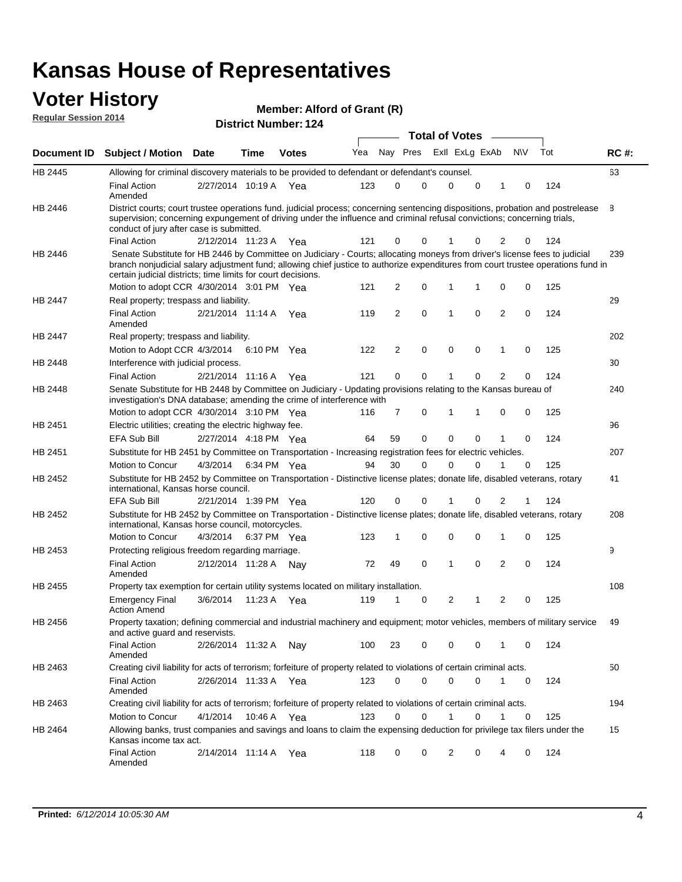# Kansas House of Representatives

## Voter History

**Regular Session 2014**

**Member: Alford of Grant (R)**

**District Number: 124**

| Document ID | Subject / Motion | Date | Time | Votes | Yea | Nay | Pres | ExII | ExLg | ExAb | N\V | Tot | RC #: |
|---|---|---|---|---|---|---|---|---|---|---|---|---|---|
| HB 2445 | Allowing for criminal discovery materials to be provided to defendant or defendant's counsel. | | | | | | | | | | | | 63 |
| | Final Action Amended | 2/27/2014 | 10:19 A | Yea | 123 | 0 | 0 | 0 | 0 | 1 | 0 | 124 | |
| HB 2446 | District courts; court trustee operations fund. judicial process; concerning sentencing dispositions, probation and postrelease supervision; concerning expungement of driving under the influence and criminal refusal convictions; concerning trials, conduct of jury after case is submitted. | | | | | | | | | | | | 8 |
| | Final Action | 2/12/2014 | 11:23 A | Yea | 121 | 0 | 0 | 1 | 0 | 2 | 0 | 124 | |
| HB 2446 | Senate Substitute for HB 2446 by Committee on Judiciary - Courts; allocating moneys from driver's license fees to judicial branch nonjudicial salary adjustment fund; allowing chief justice to authorize expenditures from court trustee operations fund in certain judicial districts; time limits for court decisions. | | | | | | | | | | | | 239 |
| | Motion to adopt CCR | 4/30/2014 | 3:01 PM | Yea | 121 | 2 | 0 | 1 | 1 | 0 | 0 | 125 | |
| HB 2447 | Real property; trespass and liability. | | | | | | | | | | | | 29 |
| | Final Action Amended | 2/21/2014 | 11:14 A | Yea | 119 | 2 | 0 | 1 | 0 | 2 | 0 | 124 | |
| HB 2447 | Real property; trespass and liability. | | | | | | | | | | | | 202 |
| | Motion to Adopt CCR | 4/3/2014 | 6:10 PM | Yea | 122 | 2 | 0 | 0 | 0 | 1 | 0 | 125 | |
| HB 2448 | Interference with judicial process. | | | | | | | | | | | | 30 |
| | Final Action | 2/21/2014 | 11:16 A | Yea | 121 | 0 | 0 | 1 | 0 | 2 | 0 | 124 | |
| HB 2448 | Senate Substitute for HB 2448 by Committee on Judiciary - Updating provisions relating to the Kansas bureau of investigation's DNA database; amending the crime of interference with | | | | | | | | | | | | 240 |
| | Motion to adopt CCR | 4/30/2014 | 3:10 PM | Yea | 116 | 7 | 0 | 1 | 1 | 0 | 0 | 125 | |
| HB 2451 | Electric utilities; creating the electric highway fee. | | | | | | | | | | | | 96 |
| | EFA Sub Bill | 2/27/2014 | 4:18 PM | Yea | 64 | 59 | 0 | 0 | 0 | 1 | 0 | 124 | |
| HB 2451 | Substitute for HB 2451 by Committee on Transportation - Increasing registration fees for electric vehicles. | | | | | | | | | | | | 207 |
| | Motion to Concur | 4/3/2014 | 6:34 PM | Yea | 94 | 30 | 0 | 0 | 0 | 1 | 0 | 125 | |
| HB 2452 | Substitute for HB 2452 by Committee on Transportation - Distinctive license plates; donate life, disabled veterans, rotary international, Kansas horse council. | | | | | | | | | | | | 41 |
| | EFA Sub Bill | 2/21/2014 | 1:39 PM | Yea | 120 | 0 | 0 | 1 | 0 | 2 | 1 | 124 | |
| HB 2452 | Substitute for HB 2452 by Committee on Transportation - Distinctive license plates; donate life, disabled veterans, rotary international, Kansas horse council, motorcycles. | | | | | | | | | | | | 208 |
| | Motion to Concur | 4/3/2014 | 6:37 PM | Yea | 123 | 1 | 0 | 0 | 0 | 1 | 0 | 125 | |
| HB 2453 | Protecting religious freedom regarding marriage. | | | | | | | | | | | | 9 |
| | Final Action Amended | 2/12/2014 | 11:28 A | Nay | 72 | 49 | 0 | 1 | 0 | 2 | 0 | 124 | |
| HB 2455 | Property tax exemption for certain utility systems located on military installation. | | | | | | | | | | | | 108 |
| | Emergency Final Action Amend | 3/6/2014 | 11:23 A | Yea | 119 | 1 | 0 | 2 | 1 | 2 | 0 | 125 | |
| HB 2456 | Property taxation; defining commercial and industrial machinery and equipment; motor vehicles, members of military service and active guard and reservists. | | | | | | | | | | | | 49 |
| | Final Action Amended | 2/26/2014 | 11:32 A | Nay | 100 | 23 | 0 | 0 | 0 | 1 | 0 | 124 | |
| HB 2463 | Creating civil liability for acts of terrorism; forfeiture of property related to violations of certain criminal acts. | | | | | | | | | | | | 50 |
| | Final Action Amended | 2/26/2014 | 11:33 A | Yea | 123 | 0 | 0 | 0 | 0 | 1 | 0 | 124 | |
| HB 2463 | Creating civil liability for acts of terrorism; forfeiture of property related to violations of certain criminal acts. | | | | | | | | | | | | 194 |
| | Motion to Concur | 4/1/2014 | 10:46 A | Yea | 123 | 0 | 0 | 1 | 0 | 1 | 0 | 125 | |
| HB 2464 | Allowing banks, trust companies and savings and loans to claim the expensing deduction for privilege tax filers under the Kansas income tax act. | | | | | | | | | | | | 15 |
| | Final Action Amended | 2/14/2014 | 11:14 A | Yea | 118 | 0 | 0 | 2 | 0 | 4 | 0 | 124 | |

**Printed:** *6/12/2014 10:05:30 AM*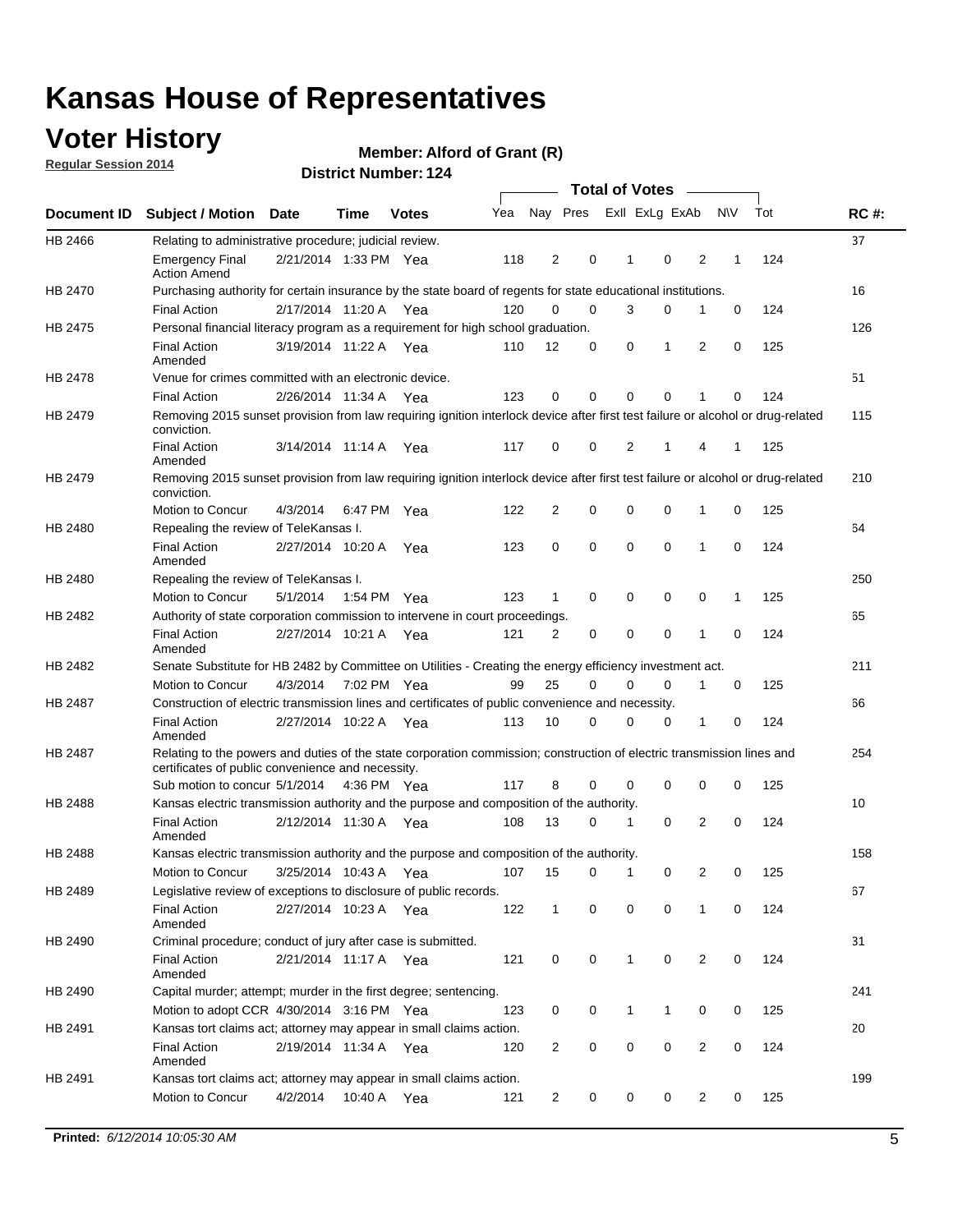# Kansas House of Representatives

## Voter History

**Regular Session 2014**

**Member: Alford of Grant (R)**

**District Number: 124**

| Document ID | Subject / Motion | Date | Time | Votes | Yea | Nay | Pres | ExII | ExLg | ExAb | N\V | Tot | RC #: |
|---|---|---|---|---|---|---|---|---|---|---|---|---|---|
| HB 2466 | Relating to administrative procedure; judicial review. | | | | | | | | | | | | 37 |
| | Emergency Final Action Amend | 2/21/2014 | 1:33 PM | Yea | 118 | 2 | 0 | 1 | 0 | 2 | 1 | 124 | |
| HB 2470 | Purchasing authority for certain insurance by the state board of regents for state educational institutions. | | | | | | | | | | | | 16 |
| | Final Action | 2/17/2014 | 11:20 A | Yea | 120 | 0 | 0 | 3 | 0 | 1 | 0 | 124 | |
| HB 2475 | Personal financial literacy program as a requirement for high school graduation. | | | | | | | | | | | | 126 |
| | Final Action Amended | 3/19/2014 | 11:22 A | Yea | 110 | 12 | 0 | 0 | 1 | 2 | 0 | 125 | |
| HB 2478 | Venue for crimes committed with an electronic device. | | | | | | | | | | | | 51 |
| | Final Action | 2/26/2014 | 11:34 A | Yea | 123 | 0 | 0 | 0 | 0 | 1 | 0 | 124 | |
| HB 2479 | Removing 2015 sunset provision from law requiring ignition interlock device after first test failure or alcohol or drug-related conviction. | | | | | | | | | | | | 115 |
| | Final Action Amended | 3/14/2014 | 11:14 A | Yea | 117 | 0 | 0 | 2 | 1 | 4 | 1 | 125 | |
| HB 2479 | Removing 2015 sunset provision from law requiring ignition interlock device after first test failure or alcohol or drug-related conviction. | | | | | | | | | | | | 210 |
| | Motion to Concur | 4/3/2014 | 6:47 PM | Yea | 122 | 2 | 0 | 0 | 0 | 1 | 0 | 125 | |
| HB 2480 | Repealing the review of TeleKansas I. | | | | | | | | | | | | 64 |
| | Final Action Amended | 2/27/2014 | 10:20 A | Yea | 123 | 0 | 0 | 0 | 0 | 1 | 0 | 124 | |
| HB 2480 | Repealing the review of TeleKansas I. | | | | | | | | | | | | 250 |
| | Motion to Concur | 5/1/2014 | 1:54 PM | Yea | 123 | 1 | 0 | 0 | 0 | 0 | 1 | 125 | |
| HB 2482 | Authority of state corporation commission to intervene in court proceedings. | | | | | | | | | | | | 65 |
| | Final Action Amended | 2/27/2014 | 10:21 A | Yea | 121 | 2 | 0 | 0 | 0 | 1 | 0 | 124 | |
| HB 2482 | Senate Substitute for HB 2482 by Committee on Utilities - Creating the energy efficiency investment act. | | | | | | | | | | | | 211 |
| | Motion to Concur | 4/3/2014 | 7:02 PM | Yea | 99 | 25 | 0 | 0 | 0 | 1 | 0 | 125 | |
| HB 2487 | Construction of electric transmission lines and certificates of public convenience and necessity. | | | | | | | | | | | | 66 |
| | Final Action Amended | 2/27/2014 | 10:22 A | Yea | 113 | 10 | 0 | 0 | 0 | 1 | 0 | 124 | |
| HB 2487 | Relating to the powers and duties of the state corporation commission; construction of electric transmission lines and certificates of public convenience and necessity. | | | | | | | | | | | | 254 |
| | Sub motion to concur | 5/1/2014 | 4:36 PM | Yea | 117 | 8 | 0 | 0 | 0 | 0 | 0 | 125 | |
| HB 2488 | Kansas electric transmission authority and the purpose and composition of the authority. | | | | | | | | | | | | 10 |
| | Final Action Amended | 2/12/2014 | 11:30 A | Yea | 108 | 13 | 0 | 1 | 0 | 2 | 0 | 124 | |
| HB 2488 | Kansas electric transmission authority and the purpose and composition of the authority. | | | | | | | | | | | | 158 |
| | Motion to Concur | 3/25/2014 | 10:43 A | Yea | 107 | 15 | 0 | 1 | 0 | 2 | 0 | 125 | |
| HB 2489 | Legislative review of exceptions to disclosure of public records. | | | | | | | | | | | | 67 |
| | Final Action Amended | 2/27/2014 | 10:23 A | Yea | 122 | 1 | 0 | 0 | 0 | 1 | 0 | 124 | |
| HB 2490 | Criminal procedure; conduct of jury after case is submitted. | | | | | | | | | | | | 31 |
| | Final Action Amended | 2/21/2014 | 11:17 A | Yea | 121 | 0 | 0 | 1 | 0 | 2 | 0 | 124 | |
| HB 2490 | Capital murder; attempt; murder in the first degree; sentencing. | | | | | | | | | | | | 241 |
| | Motion to adopt CCR | 4/30/2014 | 3:16 PM | Yea | 123 | 0 | 0 | 1 | 1 | 0 | 0 | 125 | |
| HB 2491 | Kansas tort claims act; attorney may appear in small claims action. | | | | | | | | | | | | 20 |
| | Final Action Amended | 2/19/2014 | 11:34 A | Yea | 120 | 2 | 0 | 0 | 0 | 2 | 0 | 124 | |
| HB 2491 | Kansas tort claims act; attorney may appear in small claims action. | | | | | | | | | | | | 199 |
| | Motion to Concur | 4/2/2014 | 10:40 A | Yea | 121 | 2 | 0 | 0 | 0 | 2 | 0 | 125 | |

**Printed:** *6/12/2014 10:05:30 AM*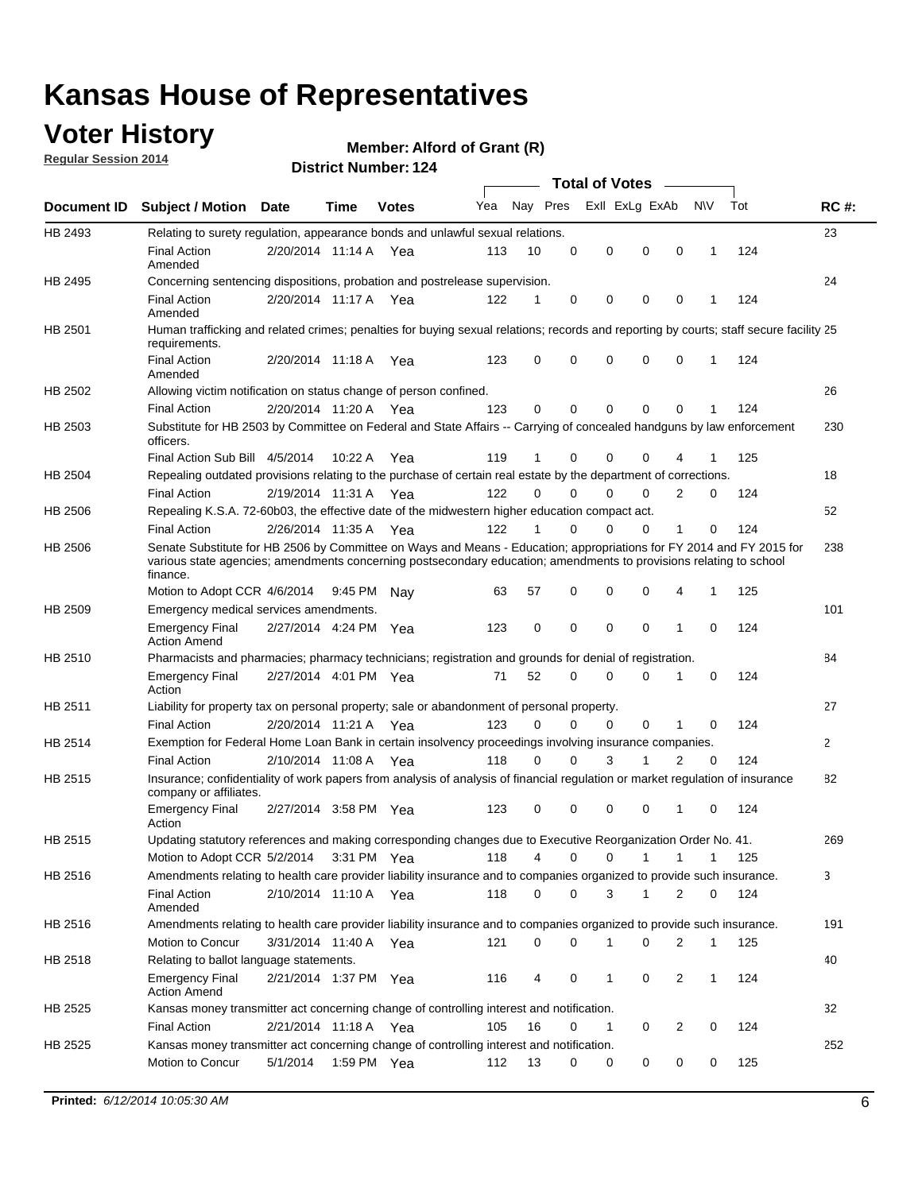# Kansas House of Representatives

## Voter History

**Regular Session 2014**

**Member: Alford of Grant (R)**

**District Number: 124**

| Document ID | Subject / Motion | Date | Time | Votes | Yea | Nay | Pres | ExII | ExLg | ExAb | N\V | Tot | RC #: |
|---|---|---|---|---|---|---|---|---|---|---|---|---|---|
| HB 2493 | Relating to surety regulation, appearance bonds and unlawful sexual relations. | | | | | | | | | | | | 23 |
| | Final Action Amended | 2/20/2014 | 11:14 A | Yea | 113 | 10 | 0 | 0 | 0 | 0 | 1 | 124 | |
| HB 2495 | Concerning sentencing dispositions, probation and postrelease supervision. | | | | | | | | | | | | 24 |
| | Final Action Amended | 2/20/2014 | 11:17 A | Yea | 122 | 1 | 0 | 0 | 0 | 0 | 1 | 124 | |
| HB 2501 | Human trafficking and related crimes; penalties for buying sexual relations; records and reporting by courts; staff secure facility requirements. | | | | | | | | | | | | 25 |
| | Final Action Amended | 2/20/2014 | 11:18 A | Yea | 123 | 0 | 0 | 0 | 0 | 0 | 1 | 124 | |
| HB 2502 | Allowing victim notification on status change of person confined. | | | | | | | | | | | | 26 |
| | Final Action | 2/20/2014 | 11:20 A | Yea | 123 | 0 | 0 | 0 | 0 | 0 | 1 | 124 | |
| HB 2503 | Substitute for HB 2503 by Committee on Federal and State Affairs -- Carrying of concealed handguns by law enforcement officers. | | | | | | | | | | | | 230 |
| | Final Action Sub Bill | 4/5/2014 | 10:22 A | Yea | 119 | 1 | 0 | 0 | 0 | 4 | 1 | 125 | |
| HB 2504 | Repealing outdated provisions relating to the purchase of certain real estate by the department of corrections. | | | | | | | | | | | | 18 |
| | Final Action | 2/19/2014 | 11:31 A | Yea | 122 | 0 | 0 | 0 | 0 | 2 | 0 | 124 | |
| HB 2506 | Repealing K.S.A. 72-60b03, the effective date of the midwestern higher education compact act. | | | | | | | | | | | | 52 |
| | Final Action | 2/26/2014 | 11:35 A | Yea | 122 | 1 | 0 | 0 | 0 | 1 | 0 | 124 | |
| HB 2506 | Senate Substitute for HB 2506 by Committee on Ways and Means - Education; appropriations for FY 2014 and FY 2015 for various state agencies; amendments concerning postsecondary education; amendments to provisions relating to school finance. | | | | | | | | | | | | 238 |
| | Motion to Adopt CCR | 4/6/2014 | 9:45 PM | Nay | 63 | 57 | 0 | 0 | 0 | 4 | 1 | 125 | |
| HB 2509 | Emergency medical services amendments. | | | | | | | | | | | | 101 |
| | Emergency Final Action Amend | 2/27/2014 | 4:24 PM | Yea | 123 | 0 | 0 | 0 | 0 | 1 | 0 | 124 | |
| HB 2510 | Pharmacists and pharmacies; pharmacy technicians; registration and grounds for denial of registration. | | | | | | | | | | | | 84 |
| | Emergency Final Action | 2/27/2014 | 4:01 PM | Yea | 71 | 52 | 0 | 0 | 0 | 1 | 0 | 124 | |
| HB 2511 | Liability for property tax on personal property; sale or abandonment of personal property. | | | | | | | | | | | | 27 |
| | Final Action | 2/20/2014 | 11:21 A | Yea | 123 | 0 | 0 | 0 | 0 | 1 | 0 | 124 | |
| HB 2514 | Exemption for Federal Home Loan Bank in certain insolvency proceedings involving insurance companies. | | | | | | | | | | | | 2 |
| | Final Action | 2/10/2014 | 11:08 A | Yea | 118 | 0 | 0 | 3 | 1 | 2 | 0 | 124 | |
| HB 2515 | Insurance; confidentiality of work papers from analysis of analysis of financial regulation or market regulation of insurance company or affiliates. | | | | | | | | | | | | 82 |
| | Emergency Final Action | 2/27/2014 | 3:58 PM | Yea | 123 | 0 | 0 | 0 | 0 | 1 | 0 | 124 | |
| HB 2515 | Updating statutory references and making corresponding changes due to Executive Reorganization Order No. 41. | | | | | | | | | | | | 269 |
| | Motion to Adopt CCR | 5/2/2014 | 3:31 PM | Yea | 118 | 4 | 0 | 0 | 1 | 1 | 1 | 125 | |
| HB 2516 | Amendments relating to health care provider liability insurance and to companies organized to provide such insurance. | | | | | | | | | | | | 3 |
| | Final Action Amended | 2/10/2014 | 11:10 A | Yea | 118 | 0 | 0 | 3 | 1 | 2 | 0 | 124 | |
| HB 2516 | Amendments relating to health care provider liability insurance and to companies organized to provide such insurance. | | | | | | | | | | | | 191 |
| | Motion to Concur | 3/31/2014 | 11:40 A | Yea | 121 | 0 | 0 | 1 | 0 | 2 | 1 | 125 | |
| HB 2518 | Relating to ballot language statements. | | | | | | | | | | | | 40 |
| | Emergency Final Action Amend | 2/21/2014 | 1:37 PM | Yea | 116 | 4 | 0 | 1 | 0 | 2 | 1 | 124 | |
| HB 2525 | Kansas money transmitter act concerning change of controlling interest and notification. | | | | | | | | | | | | 32 |
| | Final Action | 2/21/2014 | 11:18 A | Yea | 105 | 16 | 0 | 1 | 0 | 2 | 0 | 124 | |
| HB 2525 | Kansas money transmitter act concerning change of controlling interest and notification. | | | | | | | | | | | | 252 |
| | Motion to Concur | 5/1/2014 | 1:59 PM | Yea | 112 | 13 | 0 | 0 | 0 | 0 | 0 | 125 | |

**Printed:** *6/12/2014 10:05:30 AM*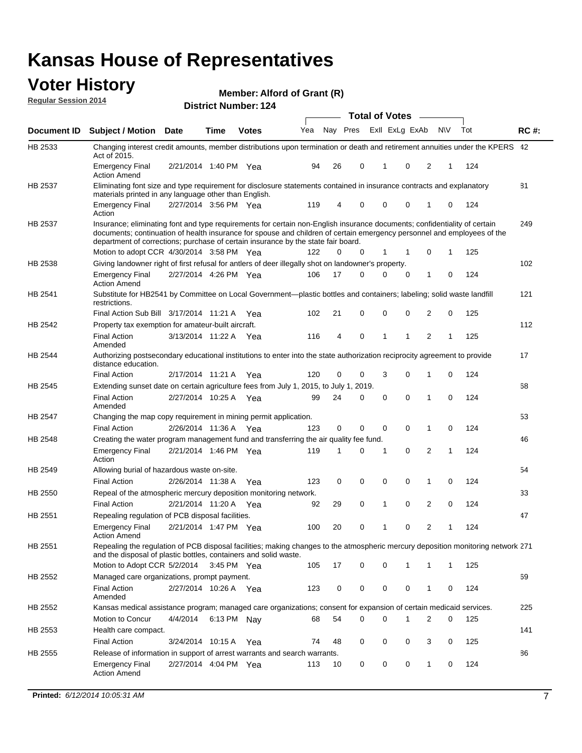# Kansas House of Representatives

## Voter History

**Regular Session 2014**

**Member: Alford of Grant (R)**

**District Number: 124**

| Document ID | Subject / Motion | Date | Time | Votes | Yea | Nay | Pres | ExII | ExLg | ExAb | N\V | Tot | RC #: |
|---|---|---|---|---|---|---|---|---|---|---|---|---|---|
| HB 2533 | Changing interest credit amounts, member distributions upon termination or death and retirement annuities under the KPERS Act of 2015. | | | | | | | | | | | | 42 |
| | Emergency Final Action Amend | 2/21/2014 | 1:40 PM | Yea | 94 | 26 | 0 | 1 | 0 | 2 | 1 | 124 | |
| HB 2537 | Eliminating font size and type requirement for disclosure statements contained in insurance contracts and explanatory materials printed in any language other than English. | | | | | | | | | | | | 81 |
| | Emergency Final Action | 2/27/2014 | 3:56 PM | Yea | 119 | 4 | 0 | 0 | 0 | 1 | 0 | 124 | |
| HB 2537 | Insurance; eliminating font and type requirements for certain non-English insurance documents; confidentiality of certain documents; continuation of health insurance for spouse and children of certain emergency personnel and employees of the department of corrections; purchase of certain insurance by the state fair board. | | | | | | | | | | | | 249 |
| | Motion to adopt CCR | 4/30/2014 | 3:58 PM | Yea | 122 | 0 | 0 | 1 | 1 | 0 | 1 | 125 | |
| HB 2538 | Giving landowner right of first refusal for antlers of deer illegally shot on landowner's property. | | | | | | | | | | | | 102 |
| | Emergency Final Action Amend | 2/27/2014 | 4:26 PM | Yea | 106 | 17 | 0 | 0 | 0 | 1 | 0 | 124 | |
| HB 2541 | Substitute for HB2541 by Committee on Local Government—plastic bottles and containers; labeling; solid waste landfill restrictions. | | | | | | | | | | | | 121 |
| | Final Action Sub Bill | 3/17/2014 | 11:21 A | Yea | 102 | 21 | 0 | 0 | 0 | 2 | 0 | 125 | |
| HB 2542 | Property tax exemption for amateur-built aircraft. | | | | | | | | | | | | 112 |
| | Final Action Amended | 3/13/2014 | 11:22 A | Yea | 116 | 4 | 0 | 1 | 1 | 2 | 1 | 125 | |
| HB 2544 | Authorizing postsecondary educational institutions to enter into the state authorization reciprocity agreement to provide distance education. | | | | | | | | | | | | 17 |
| | Final Action | 2/17/2014 | 11:21 A | Yea | 120 | 0 | 0 | 3 | 0 | 1 | 0 | 124 | |
| HB 2545 | Extending sunset date on certain agriculture fees from July 1, 2015, to July 1, 2019. | | | | | | | | | | | | 68 |
| | Final Action Amended | 2/27/2014 | 10:25 A | Yea | 99 | 24 | 0 | 0 | 0 | 1 | 0 | 124 | |
| HB 2547 | Changing the map copy requirement in mining permit application. | | | | | | | | | | | | 53 |
| | Final Action | 2/26/2014 | 11:36 A | Yea | 123 | 0 | 0 | 0 | 0 | 1 | 0 | 124 | |
| HB 2548 | Creating the water program management fund and transferring the air quality fee fund. | | | | | | | | | | | | 46 |
| | Emergency Final Action | 2/21/2014 | 1:46 PM | Yea | 119 | 1 | 0 | 1 | 0 | 2 | 1 | 124 | |
| HB 2549 | Allowing burial of hazardous waste on-site. | | | | | | | | | | | | 54 |
| | Final Action | 2/26/2014 | 11:38 A | Yea | 123 | 0 | 0 | 0 | 0 | 1 | 0 | 124 | |
| HB 2550 | Repeal of the atmospheric mercury deposition monitoring network. | | | | | | | | | | | | 33 |
| | Final Action | 2/21/2014 | 11:20 A | Yea | 92 | 29 | 0 | 1 | 0 | 2 | 0 | 124 | |
| HB 2551 | Repealing regulation of PCB disposal facilities. | | | | | | | | | | | | 47 |
| | Emergency Final Action Amend | 2/21/2014 | 1:47 PM | Yea | 100 | 20 | 0 | 1 | 0 | 2 | 1 | 124 | |
| HB 2551 | Repealing the regulation of PCB disposal facilities; making changes to the atmospheric mercury deposition monitoring network and the disposal of plastic bottles, containers and solid waste. | | | | | | | | | | | | 271 |
| | Motion to Adopt CCR | 5/2/2014 | 3:45 PM | Yea | 105 | 17 | 0 | 0 | 1 | 1 | 1 | 125 | |
| HB 2552 | Managed care organizations, prompt payment. | | | | | | | | | | | | 69 |
| | Final Action Amended | 2/27/2014 | 10:26 A | Yea | 123 | 0 | 0 | 0 | 0 | 1 | 0 | 124 | |
| HB 2552 | Kansas medical assistance program; managed care organizations; consent for expansion of certain medicaid services. | | | | | | | | | | | | 225 |
| | Motion to Concur | 4/4/2014 | 6:13 PM | Nay | 68 | 54 | 0 | 0 | 1 | 2 | 0 | 125 | |
| HB 2553 | Health care compact. | | | | | | | | | | | | 141 |
| | Final Action | 3/24/2014 | 10:15 A | Yea | 74 | 48 | 0 | 0 | 0 | 3 | 0 | 125 | |
| HB 2555 | Release of information in support of arrest warrants and search warrants. | | | | | | | | | | | | 86 |
| | Emergency Final Action Amend | 2/27/2014 | 4:04 PM | Yea | 113 | 10 | 0 | 0 | 0 | 1 | 0 | 124 | |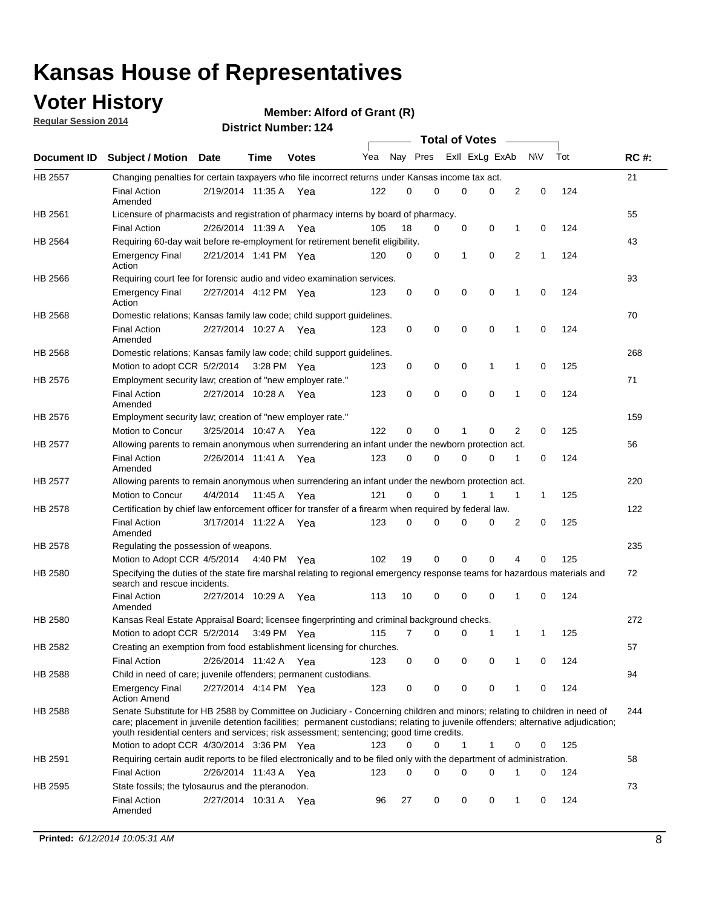# Kansas House of Representatives

## Voter History

**Regular Session 2014**

**Member: Alford of Grant (R)**

**District Number: 124**

| Document ID | Subject / Motion | Date | Time | Votes | Yea | Nay | Pres | ExII | ExLg | ExAb | N\V | Tot | RC #: |
|---|---|---|---|---|---|---|---|---|---|---|---|---|---|
| HB 2557 | Changing penalties for certain taxpayers who file incorrect returns under Kansas income tax act. | | | | | | | | | | | | 21 |
| | Final Action Amended | 2/19/2014 | 11:35 A | Yea | 122 | 0 | 0 | 0 | 0 | 2 | 0 | 124 | |
| HB 2561 | Licensure of pharmacists and registration of pharmacy interns by board of pharmacy. | | | | | | | | | | | | 55 |
| | Final Action | 2/26/2014 | 11:39 A | Yea | 105 | 18 | 0 | 0 | 0 | 1 | 0 | 124 | |
| HB 2564 | Requiring 60-day wait before re-employment for retirement benefit eligibility. | | | | | | | | | | | | 43 |
| | Emergency Final Action | 2/21/2014 | 1:41 PM | Yea | 120 | 0 | 0 | 1 | 0 | 2 | 1 | 124 | |
| HB 2566 | Requiring court fee for forensic audio and video examination services. | | | | | | | | | | | | 93 |
| | Emergency Final Action | 2/27/2014 | 4:12 PM | Yea | 123 | 0 | 0 | 0 | 0 | 1 | 0 | 124 | |
| HB 2568 | Domestic relations; Kansas family law code; child support guidelines. | | | | | | | | | | | | 70 |
| | Final Action Amended | 2/27/2014 | 10:27 A | Yea | 123 | 0 | 0 | 0 | 0 | 1 | 0 | 124 | |
| HB 2568 | Domestic relations; Kansas family law code; child support guidelines. | | | | | | | | | | | | 268 |
| | Motion to adopt CCR | 5/2/2014 | 3:28 PM | Yea | 123 | 0 | 0 | 0 | 1 | 1 | 0 | 125 | |
| HB 2576 | Employment security law; creation of "new employer rate." | | | | | | | | | | | | 71 |
| | Final Action Amended | 2/27/2014 | 10:28 A | Yea | 123 | 0 | 0 | 0 | 0 | 1 | 0 | 124 | |
| HB 2576 | Employment security law; creation of "new employer rate." | | | | | | | | | | | | 159 |
| | Motion to Concur | 3/25/2014 | 10:47 A | Yea | 122 | 0 | 0 | 1 | 0 | 2 | 0 | 125 | |
| HB 2577 | Allowing parents to remain anonymous when surrendering an infant under the newborn protection act. | | | | | | | | | | | | 56 |
| | Final Action Amended | 2/26/2014 | 11:41 A | Yea | 123 | 0 | 0 | 0 | 0 | 1 | 0 | 124 | |
| HB 2577 | Allowing parents to remain anonymous when surrendering an infant under the newborn protection act. | | | | | | | | | | | | 220 |
| | Motion to Concur | 4/4/2014 | 11:45 A | Yea | 121 | 0 | 0 | 1 | 1 | 1 | 1 | 125 | |
| HB 2578 | Certification by chief law enforcement officer for transfer of a firearm when required by federal law. | | | | | | | | | | | | 122 |
| | Final Action Amended | 3/17/2014 | 11:22 A | Yea | 123 | 0 | 0 | 0 | 0 | 2 | 0 | 125 | |
| HB 2578 | Regulating the possession of weapons. | | | | | | | | | | | | 235 |
| | Motion to Adopt CCR | 4/5/2014 | 4:40 PM | Yea | 102 | 19 | 0 | 0 | 0 | 4 | 0 | 125 | |
| HB 2580 | Specifying the duties of the state fire marshal relating to regional emergency response teams for hazardous materials and search and rescue incidents. | | | | | | | | | | | | 72 |
| | Final Action Amended | 2/27/2014 | 10:29 A | Yea | 113 | 10 | 0 | 0 | 0 | 1 | 0 | 124 | |
| HB 2580 | Kansas Real Estate Appraisal Board; licensee fingerprinting and criminal background checks. | | | | | | | | | | | | 272 |
| | Motion to adopt CCR | 5/2/2014 | 3:49 PM | Yea | 115 | 7 | 0 | 0 | 1 | 1 | 1 | 125 | |
| HB 2582 | Creating an exemption from food establishment licensing for churches. | | | | | | | | | | | | 57 |
| | Final Action | 2/26/2014 | 11:42 A | Yea | 123 | 0 | 0 | 0 | 0 | 1 | 0 | 124 | |
| HB 2588 | Child in need of care; juvenile offenders; permanent custodians. | | | | | | | | | | | | 94 |
| | Emergency Final Action Amend | 2/27/2014 | 4:14 PM | Yea | 123 | 0 | 0 | 0 | 0 | 1 | 0 | 124 | |
| HB 2588 | Senate Substitute for HB 2588 by Committee on Judiciary - Concerning children and minors; relating to children in need of care; placement in juvenile detention facilities; permanent custodians; relating to juvenile offenders; alternative adjudication; youth residential centers and services; risk assessment; sentencing; good time credits. | | | | | | | | | | | | 244 |
| | Motion to adopt CCR | 4/30/2014 | 3:36 PM | Yea | 123 | 0 | 0 | 1 | 1 | 0 | 0 | 125 | |
| HB 2591 | Requiring certain audit reports to be filed electronically and to be filed only with the department of administration. | | | | | | | | | | | | 58 |
| | Final Action | 2/26/2014 | 11:43 A | Yea | 123 | 0 | 0 | 0 | 0 | 1 | 0 | 124 | |
| HB 2595 | State fossils; the tylosaurus and the pteranodon. | | | | | | | | | | | | 73 |
| | Final Action Amended | 2/27/2014 | 10:31 A | Yea | 96 | 27 | 0 | 0 | 0 | 1 | 0 | 124 | |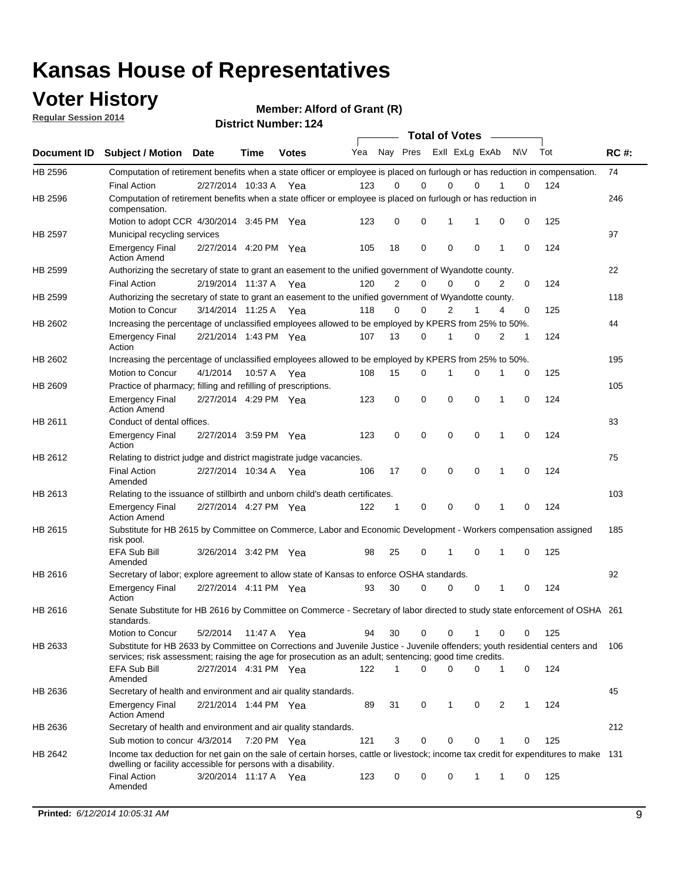# Kansas House of Representatives

## Voter History

**Regular Session 2014**

**Member: Alford of Grant (R)**

**District Number: 124**

| Document ID | Subject / Motion | Date | Time | Votes | Yea | Nay | Pres | ExII | ExLg | ExAb | N\V | Tot | RC #: |
|---|---|---|---|---|---|---|---|---|---|---|---|---|---|
| HB 2596 | Computation of retirement benefits when a state officer or employee is placed on furlough or has reduction in compensation. | | | | | | | | | | | | 74 |
| | Final Action | 2/27/2014 | 10:33 A | Yea | 123 | 0 | 0 | 0 | 0 | 1 | 0 | 124 | |
| HB 2596 | Computation of retirement benefits when a state officer or employee is placed on furlough or has reduction in compensation. | | | | | | | | | | | | 246 |
| | Motion to adopt CCR | 4/30/2014 | 3:45 PM | Yea | 123 | 0 | 0 | 1 | 1 | 0 | 0 | 125 | |
| HB 2597 | Municipal recycling services | | | | | | | | | | | | 97 |
| | Emergency Final Action Amend | 2/27/2014 | 4:20 PM | Yea | 105 | 18 | 0 | 0 | 0 | 1 | 0 | 124 | |
| HB 2599 | Authorizing the secretary of state to grant an easement to the unified government of Wyandotte county. | | | | | | | | | | | | 22 |
| | Final Action | 2/19/2014 | 11:37 A | Yea | 120 | 2 | 0 | 0 | 0 | 2 | 0 | 124 | |
| HB 2599 | Authorizing the secretary of state to grant an easement to the unified government of Wyandotte county. | | | | | | | | | | | | 118 |
| | Motion to Concur | 3/14/2014 | 11:25 A | Yea | 118 | 0 | 0 | 2 | 1 | 4 | 0 | 125 | |
| HB 2602 | Increasing the percentage of unclassified employees allowed to be employed by KPERS from 25% to 50%. | | | | | | | | | | | | 44 |
| | Emergency Final Action | 2/21/2014 | 1:43 PM | Yea | 107 | 13 | 0 | 1 | 0 | 2 | 1 | 124 | |
| HB 2602 | Increasing the percentage of unclassified employees allowed to be employed by KPERS from 25% to 50%. | | | | | | | | | | | | 195 |
| | Motion to Concur | 4/1/2014 | 10:57 A | Yea | 108 | 15 | 0 | 1 | 0 | 1 | 0 | 125 | |
| HB 2609 | Practice of pharmacy; filling and refilling of prescriptions. | | | | | | | | | | | | 105 |
| | Emergency Final Action Amend | 2/27/2014 | 4:29 PM | Yea | 123 | 0 | 0 | 0 | 0 | 1 | 0 | 124 | |
| HB 2611 | Conduct of dental offices. | | | | | | | | | | | | 83 |
| | Emergency Final Action | 2/27/2014 | 3:59 PM | Yea | 123 | 0 | 0 | 0 | 0 | 1 | 0 | 124 | |
| HB 2612 | Relating to district judge and district magistrate judge vacancies. | | | | | | | | | | | | 75 |
| | Final Action Amended | 2/27/2014 | 10:34 A | Yea | 106 | 17 | 0 | 0 | 0 | 1 | 0 | 124 | |
| HB 2613 | Relating to the issuance of stillbirth and unborn child's death certificates. | | | | | | | | | | | | 103 |
| | Emergency Final Action Amend | 2/27/2014 | 4:27 PM | Yea | 122 | 1 | 0 | 0 | 0 | 1 | 0 | 124 | |
| HB 2615 | Substitute for HB 2615 by Committee on Commerce, Labor and Economic Development - Workers compensation assigned risk pool. | | | | | | | | | | | | 185 |
| | EFA Sub Bill Amended | 3/26/2014 | 3:42 PM | Yea | 98 | 25 | 0 | 1 | 0 | 1 | 0 | 125 | |
| HB 2616 | Secretary of labor; explore agreement to allow state of Kansas to enforce OSHA standards. | | | | | | | | | | | | 92 |
| | Emergency Final Action | 2/27/2014 | 4:11 PM | Yea | 93 | 30 | 0 | 0 | 0 | 1 | 0 | 124 | |
| HB 2616 | Senate Substitute for HB 2616 by Committee on Commerce - Secretary of labor directed to study state enforcement of OSHA standards. | | | | | | | | | | | | 261 |
| | Motion to Concur | 5/2/2014 | 11:47 A | Yea | 94 | 30 | 0 | 0 | 1 | 0 | 0 | 125 | |
| HB 2633 | Substitute for HB 2633 by Committee on Corrections and Juvenile Justice - Juvenile offenders; youth residential centers and services; risk assessment; raising the age for prosecution as an adult; sentencing; good time credits. | | | | | | | | | | | | 106 |
| | EFA Sub Bill Amended | 2/27/2014 | 4:31 PM | Yea | 122 | 1 | 0 | 0 | 0 | 1 | 0 | 124 | |
| HB 2636 | Secretary of health and environment and air quality standards. | | | | | | | | | | | | 45 |
| | Emergency Final Action Amend | 2/21/2014 | 1:44 PM | Yea | 89 | 31 | 0 | 1 | 0 | 2 | 1 | 124 | |
| HB 2636 | Secretary of health and environment and air quality standards. | | | | | | | | | | | | 212 |
| | Sub motion to concur | 4/3/2014 | 7:20 PM | Yea | 121 | 3 | 0 | 0 | 0 | 1 | 0 | 125 | |
| HB 2642 | Income tax deduction for net gain on the sale of certain horses, cattle or livestock; income tax credit for expenditures to make dwelling or facility accessible for persons with a disability. | | | | | | | | | | | | 131 |
| | Final Action Amended | 3/20/2014 | 11:17 A | Yea | 123 | 0 | 0 | 0 | 1 | 1 | 0 | 125 | |

**Printed:** *6/12/2014 10:05:31 AM*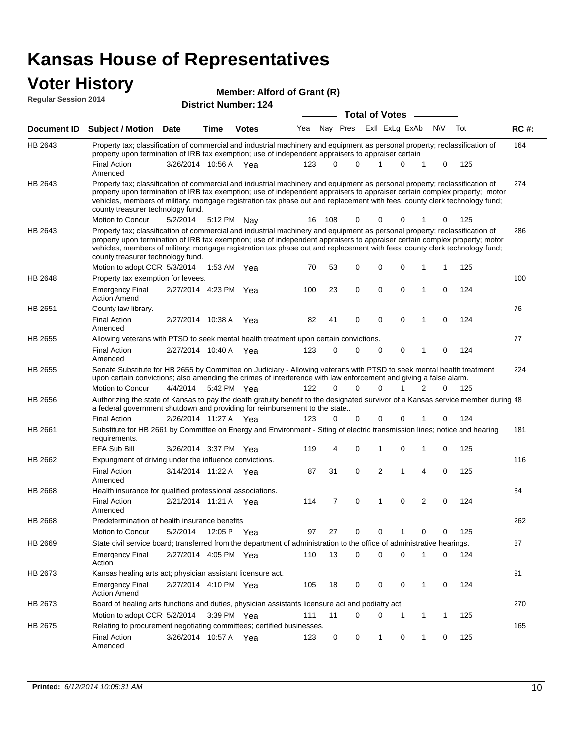# Kansas House of Representatives

## Voter History

**Regular Session 2014**

**Member: Alford of Grant (R)**

**District Number: 124**

| Document ID | Subject / Motion | Date | Time | Votes | Yea | Nay | Pres | ExII | ExLg | ExAb | N\V | Tot | RC #: |
|---|---|---|---|---|---|---|---|---|---|---|---|---|---|
| HB 2643 | Property tax; classification of commercial and industrial machinery and equipment as personal property; reclassification of property upon termination of IRB tax exemption; use of independent appraisers to appraiser certain | | | | | | | | | | | | 164 |
| | Final Action Amended | 3/26/2014 | 10:56 A | Yea | 123 | 0 | 0 | 1 | 0 | 1 | 0 | 125 | |
| HB 2643 | Property tax; classification of commercial and industrial machinery and equipment as personal property; reclassification of property upon termination of IRB tax exemption; use of independent appraisers to appraiser certain complex property; motor vehicles, members of military; mortgage registration tax phase out and replacement with fees; county clerk technology fund; county treasurer technology fund. | | | | | | | | | | | | 274 |
| | Motion to Concur | 5/2/2014 | 5:12 PM | Nay | 16 | 108 | 0 | 0 | 0 | 1 | 0 | 125 | |
| HB 2643 | Property tax; classification of commercial and industrial machinery and equipment as personal property; reclassification of property upon termination of IRB tax exemption; use of independent appraisers to appraiser certain complex property; motor vehicles, members of military; mortgage registration tax phase out and replacement with fees; county clerk technology fund; county treasurer technology fund. | | | | | | | | | | | | 286 |
| | Motion to adopt CCR | 5/3/2014 | 1:53 AM | Yea | 70 | 53 | 0 | 0 | 0 | 1 | 1 | 125 | |
| HB 2648 | Property tax exemption for levees. | | | | | | | | | | | | 100 |
| | Emergency Final Action Amend | 2/27/2014 | 4:23 PM | Yea | 100 | 23 | 0 | 0 | 0 | 1 | 0 | 124 | |
| HB 2651 | County law library. | | | | | | | | | | | | 76 |
| | Final Action Amended | 2/27/2014 | 10:38 A | Yea | 82 | 41 | 0 | 0 | 0 | 1 | 0 | 124 | |
| HB 2655 | Allowing veterans with PTSD to seek mental health treatment upon certain convictions. | | | | | | | | | | | | 77 |
| | Final Action Amended | 2/27/2014 | 10:40 A | Yea | 123 | 0 | 0 | 0 | 0 | 1 | 0 | 124 | |
| HB 2655 | Senate Substitute for HB 2655 by Committee on Judiciary - Allowing veterans with PTSD to seek mental health treatment upon certain convictions; also amending the crimes of interference with law enforcement and giving a false alarm. | | | | | | | | | | | | 224 |
| | Motion to Concur | 4/4/2014 | 5:42 PM | Yea | 122 | 0 | 0 | 0 | 1 | 2 | 0 | 125 | |
| HB 2656 | Authorizing the state of Kansas to pay the death gratuity benefit to the designated survivor of a Kansas service member during a federal government shutdown and providing for reimbursement to the state.. | | | | | | | | | | | | 48 |
| | Final Action | 2/26/2014 | 11:27 A | Yea | 123 | 0 | 0 | 0 | 0 | 1 | 0 | 124 | |
| HB 2661 | Substitute for HB 2661 by Committee on Energy and Environment - Siting of electric transmission lines; notice and hearing requirements. | | | | | | | | | | | | 181 |
| | EFA Sub Bill | 3/26/2014 | 3:37 PM | Yea | 119 | 4 | 0 | 1 | 0 | 1 | 0 | 125 | |
| HB 2662 | Expungment of driving under the influence convictions. | | | | | | | | | | | | 116 |
| | Final Action Amended | 3/14/2014 | 11:22 A | Yea | 87 | 31 | 0 | 2 | 1 | 4 | 0 | 125 | |
| HB 2668 | Health insurance for qualified professional associations. | | | | | | | | | | | | 34 |
| | Final Action Amended | 2/21/2014 | 11:21 A | Yea | 114 | 7 | 0 | 1 | 0 | 2 | 0 | 124 | |
| HB 2668 | Predetermination of health insurance benefits | | | | | | | | | | | | 262 |
| | Motion to Concur | 5/2/2014 | 12:05 P | Yea | 97 | 27 | 0 | 0 | 1 | 0 | 0 | 125 | |
| HB 2669 | State civil service board; transferred from the department of administration to the office of administrative hearings. | | | | | | | | | | | | 87 |
| | Emergency Final Action | 2/27/2014 | 4:05 PM | Yea | 110 | 13 | 0 | 0 | 0 | 1 | 0 | 124 | |
| HB 2673 | Kansas healing arts act; physician assistant licensure act. | | | | | | | | | | | | 91 |
| | Emergency Final Action Amend | 2/27/2014 | 4:10 PM | Yea | 105 | 18 | 0 | 0 | 0 | 1 | 0 | 124 | |
| HB 2673 | Board of healing arts functions and duties, physician assistants licensure act and podiatry act. | | | | | | | | | | | | 270 |
| | Motion to adopt CCR | 5/2/2014 | 3:39 PM | Yea | 111 | 11 | 0 | 0 | 1 | 1 | 1 | 125 | |
| HB 2675 | Relating to procurement negotiating committees; certified businesses. | | | | | | | | | | | | 165 |
| | Final Action Amended | 3/26/2014 | 10:57 A | Yea | 123 | 0 | 0 | 1 | 0 | 1 | 0 | 125 | |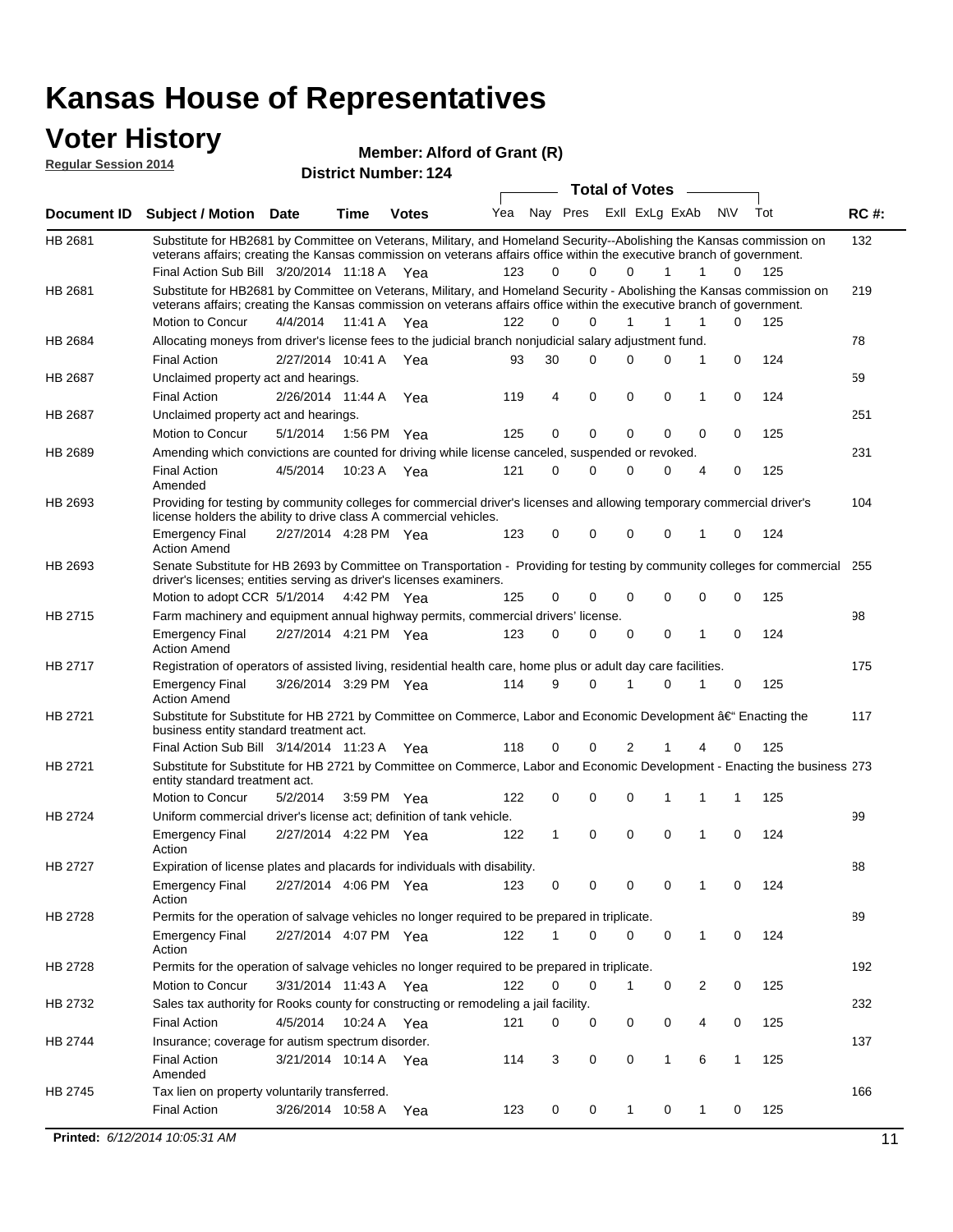# Kansas House of Representatives

## Voter History

**Regular Session 2014**

**Member: Alford of Grant (R)**

**District Number: 124**

| Document ID | Subject / Motion | Date | Time | Votes | Yea | Nay | Pres | ExII | ExLg | ExAb | N\V | Tot | RC #: |
|---|---|---|---|---|---|---|---|---|---|---|---|---|---|
| HB 2681 | Substitute for HB2681 by Committee on Veterans, Military, and Homeland Security--Abolishing the Kansas commission on veterans affairs; creating the Kansas commission on veterans affairs office within the executive branch of government. | | | | | | | | | | | | 132 |
| | Final Action Sub Bill | 3/20/2014 | 11:18 A | Yea | 123 | 0 | 0 | 0 | 1 | 1 | 0 | 125 | |
| HB 2681 | Substitute for HB2681 by Committee on Veterans, Military, and Homeland Security - Abolishing the Kansas commission on veterans affairs; creating the Kansas commission on veterans affairs office within the executive branch of government. | | | | | | | | | | | | 219 |
| | Motion to Concur | 4/4/2014 | 11:41 A | Yea | 122 | 0 | 0 | 1 | 1 | 1 | 0 | 125 | |
| HB 2684 | Allocating moneys from driver's license fees to the judicial branch nonjudicial salary adjustment fund. | | | | | | | | | | | | 78 |
| | Final Action | 2/27/2014 | 10:41 A | Yea | 93 | 30 | 0 | 0 | 0 | 1 | 0 | 124 | |
| HB 2687 | Unclaimed property act and hearings. | | | | | | | | | | | | 59 |
| | Final Action | 2/26/2014 | 11:44 A | Yea | 119 | 4 | 0 | 0 | 0 | 1 | 0 | 124 | |
| HB 2687 | Unclaimed property act and hearings. | | | | | | | | | | | | 251 |
| | Motion to Concur | 5/1/2014 | 1:56 PM | Yea | 125 | 0 | 0 | 0 | 0 | 0 | 0 | 125 | |
| HB 2689 | Amending which convictions are counted for driving while license canceled, suspended or revoked. | | | | | | | | | | | | 231 |
| | Final Action Amended | 4/5/2014 | 10:23 A | Yea | 121 | 0 | 0 | 0 | 0 | 4 | 0 | 125 | |
| HB 2693 | Providing for testing by community colleges for commercial driver's licenses and allowing temporary commercial driver's license holders the ability to drive class A commercial vehicles. | | | | | | | | | | | | 104 |
| | Emergency Final Action Amend | 2/27/2014 | 4:28 PM | Yea | 123 | 0 | 0 | 0 | 0 | 1 | 0 | 124 | |
| HB 2693 | Senate Substitute for HB 2693 by Committee on Transportation - Providing for testing by community colleges for commercial driver's licenses; entities serving as driver's licenses examiners. | | | | | | | | | | | | 255 |
| | Motion to adopt CCR | 5/1/2014 | 4:42 PM | Yea | 125 | 0 | 0 | 0 | 0 | 0 | 0 | 125 | |
| HB 2715 | Farm machinery and equipment annual highway permits, commercial drivers' license. | | | | | | | | | | | | 98 |
| | Emergency Final Action Amend | 2/27/2014 | 4:21 PM | Yea | 123 | 0 | 0 | 0 | 0 | 1 | 0 | 124 | |
| HB 2717 | Registration of operators of assisted living, residential health care, home plus or adult day care facilities. | | | | | | | | | | | | 175 |
| | Emergency Final Action Amend | 3/26/2014 | 3:29 PM | Yea | 114 | 9 | 0 | 1 | 0 | 1 | 0 | 125 | |
| HB 2721 | Substitute for Substitute for HB 2721 by Committee on Commerce, Labor and Economic Development â€“ Enacting the business entity standard treatment act. | | | | | | | | | | | | 117 |
| | Final Action Sub Bill | 3/14/2014 | 11:23 A | Yea | 118 | 0 | 0 | 2 | 1 | 4 | 0 | 125 | |
| HB 2721 | Substitute for Substitute for HB 2721 by Committee on Commerce, Labor and Economic Development - Enacting the business entity standard treatment act. | | | | | | | | | | | | 273 |
| | Motion to Concur | 5/2/2014 | 3:59 PM | Yea | 122 | 0 | 0 | 0 | 1 | 1 | 1 | 125 | |
| HB 2724 | Uniform commercial driver's license act; definition of tank vehicle. | | | | | | | | | | | | 99 |
| | Emergency Final Action | 2/27/2014 | 4:22 PM | Yea | 122 | 1 | 0 | 0 | 0 | 1 | 0 | 124 | |
| HB 2727 | Expiration of license plates and placards for individuals with disability. | | | | | | | | | | | | 88 |
| | Emergency Final Action | 2/27/2014 | 4:06 PM | Yea | 123 | 0 | 0 | 0 | 0 | 1 | 0 | 124 | |
| HB 2728 | Permits for the operation of salvage vehicles no longer required to be prepared in triplicate. | | | | | | | | | | | | 89 |
| | Emergency Final Action | 2/27/2014 | 4:07 PM | Yea | 122 | 1 | 0 | 0 | 0 | 1 | 0 | 124 | |
| HB 2728 | Permits for the operation of salvage vehicles no longer required to be prepared in triplicate. | | | | | | | | | | | | 192 |
| | Motion to Concur | 3/31/2014 | 11:43 A | Yea | 122 | 0 | 0 | 1 | 0 | 2 | 0 | 125 | |
| HB 2732 | Sales tax authority for Rooks county for constructing or remodeling a jail facility. | | | | | | | | | | | | 232 |
| | Final Action | 4/5/2014 | 10:24 A | Yea | 121 | 0 | 0 | 0 | 0 | 4 | 0 | 125 | |
| HB 2744 | Insurance; coverage for autism spectrum disorder. | | | | | | | | | | | | 137 |
| | Final Action Amended | 3/21/2014 | 10:14 A | Yea | 114 | 3 | 0 | 0 | 1 | 6 | 1 | 125 | |
| HB 2745 | Tax lien on property voluntarily transferred. | | | | | | | | | | | | 166 |
| | Final Action | 3/26/2014 | 10:58 A | Yea | 123 | 0 | 0 | 1 | 0 | 1 | 0 | 125 | |

**Printed:** *6/12/2014 10:05:31 AM*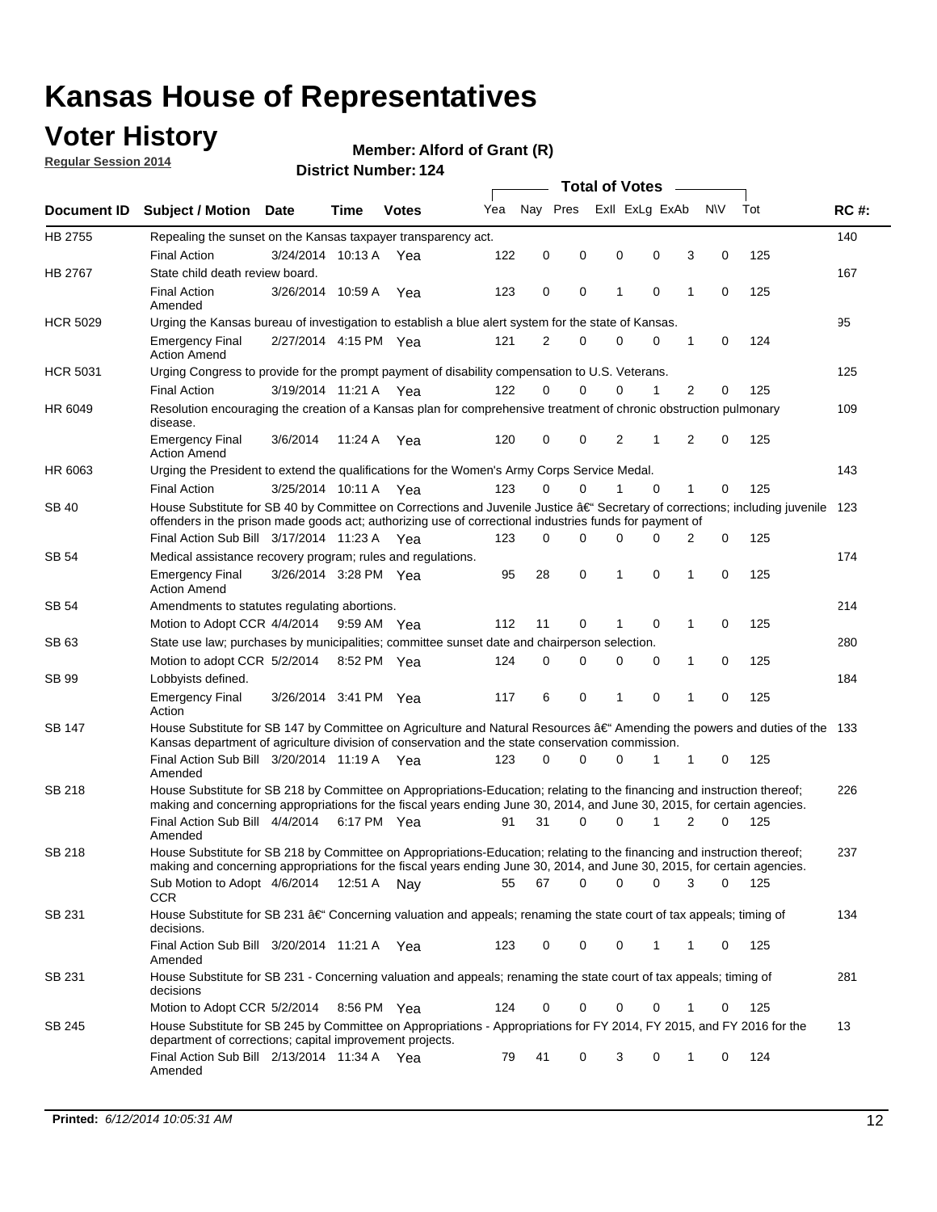# Kansas House of Representatives

## Voter History

**Regular Session 2014**

**Member: Alford of Grant (R)**

**District Number: 124**

| Document ID | Subject / Motion | Date | Time | Votes | Yea | Nay | Pres | ExII | ExLg | ExAb | N\V | Tot | RC #: |
|---|---|---|---|---|---|---|---|---|---|---|---|---|---|
| HB 2755 | Repealing the sunset on the Kansas taxpayer transparency act. | | | | | | | | | | | | 140 |
| | Final Action | 3/24/2014 | 10:13 A | Yea | 122 | 0 | 0 | 0 | 0 | 3 | 0 | 125 | |
| HB 2767 | State child death review board. | | | | | | | | | | | | 167 |
| | Final Action Amended | 3/26/2014 | 10:59 A | Yea | 123 | 0 | 0 | 1 | 0 | 1 | 0 | 125 | |
| HCR 5029 | Urging the Kansas bureau of investigation to establish a blue alert system for the state of Kansas. | | | | | | | | | | | | 95 |
| | Emergency Final Action Amend | 2/27/2014 | 4:15 PM | Yea | 121 | 2 | 0 | 0 | 0 | 1 | 0 | 124 | |
| HCR 5031 | Urging Congress to provide for the prompt payment of disability compensation to U.S. Veterans. | | | | | | | | | | | | 125 |
| | Final Action | 3/19/2014 | 11:21 A | Yea | 122 | 0 | 0 | 0 | 1 | 2 | 0 | 125 | |
| HR 6049 | Resolution encouraging the creation of a Kansas plan for comprehensive treatment of chronic obstruction pulmonary disease. | | | | | | | | | | | | 109 |
| | Emergency Final Action Amend | 3/6/2014 | 11:24 A | Yea | 120 | 0 | 0 | 2 | 1 | 2 | 0 | 125 | |
| HR 6063 | Urging the President to extend the qualifications for the Women's Army Corps Service Medal. | | | | | | | | | | | | 143 |
| | Final Action | 3/25/2014 | 10:11 A | Yea | 123 | 0 | 0 | 1 | 0 | 1 | 0 | 125 | |
| SB 40 | House Substitute for SB 40 by Committee on Corrections and Juvenile Justice â€" Secretary of corrections; including juvenile offenders in the prison made goods act; authorizing use of correctional industries funds for payment of | | | | | | | | | | | | 123 |
| | Final Action Sub Bill | 3/17/2014 | 11:23 A | Yea | 123 | 0 | 0 | 0 | 0 | 2 | 0 | 125 | |
| SB 54 | Medical assistance recovery program; rules and regulations. | | | | | | | | | | | | 174 |
| | Emergency Final Action Amend | 3/26/2014 | 3:28 PM | Yea | 95 | 28 | 0 | 1 | 0 | 1 | 0 | 125 | |
| SB 54 | Amendments to statutes regulating abortions. | | | | | | | | | | | | 214 |
| | Motion to Adopt CCR | 4/4/2014 | 9:59 AM | Yea | 112 | 11 | 0 | 1 | 0 | 1 | 0 | 125 | |
| SB 63 | State use law; purchases by municipalities; committee sunset date and chairperson selection. | | | | | | | | | | | | 280 |
| | Motion to adopt CCR | 5/2/2014 | 8:52 PM | Yea | 124 | 0 | 0 | 0 | 0 | 1 | 0 | 125 | |
| SB 99 | Lobbyists defined. | | | | | | | | | | | | 184 |
| | Emergency Final Action | 3/26/2014 | 3:41 PM | Yea | 117 | 6 | 0 | 1 | 0 | 1 | 0 | 125 | |
| SB 147 | House Substitute for SB 147 by Committee on Agriculture and Natural Resources â€" Amending the powers and duties of the Kansas department of agriculture division of conservation and the state conservation commission. | | | | | | | | | | | | 133 |
| | Final Action Sub Bill Amended | 3/20/2014 | 11:19 A | Yea | 123 | 0 | 0 | 0 | 1 | 1 | 0 | 125 | |
| SB 218 | House Substitute for SB 218 by Committee on Appropriations-Education; relating to the financing and instruction thereof; making and concerning appropriations for the fiscal years ending June 30, 2014, and June 30, 2015, for certain agencies. | | | | | | | | | | | | 226 |
| | Final Action Sub Bill Amended | 4/4/2014 | 6:17 PM | Yea | 91 | 31 | 0 | 0 | 1 | 2 | 0 | 125 | |
| SB 218 | House Substitute for SB 218 by Committee on Appropriations-Education; relating to the financing and instruction thereof; making and concerning appropriations for the fiscal years ending June 30, 2014, and June 30, 2015, for certain agencies. | | | | | | | | | | | | 237 |
| | Sub Motion to Adopt CCR | 4/6/2014 | 12:51 A | Nay | 55 | 67 | 0 | 0 | 0 | 3 | 0 | 125 | |
| SB 231 | House Substitute for SB 231 â€" Concerning valuation and appeals; renaming the state court of tax appeals; timing of decisions. | | | | | | | | | | | | 134 |
| | Final Action Sub Bill Amended | 3/20/2014 | 11:21 A | Yea | 123 | 0 | 0 | 0 | 1 | 1 | 0 | 125 | |
| SB 231 | House Substitute for SB 231 - Concerning valuation and appeals; renaming the state court of tax appeals; timing of decisions | | | | | | | | | | | | 281 |
| | Motion to Adopt CCR | 5/2/2014 | 8:56 PM | Yea | 124 | 0 | 0 | 0 | 0 | 1 | 0 | 125 | |
| SB 245 | House Substitute for SB 245 by Committee on Appropriations - Appropriations for FY 2014, FY 2015, and FY 2016 for the department of corrections; capital improvement projects. | | | | | | | | | | | | 13 |
| | Final Action Sub Bill Amended | 2/13/2014 | 11:34 A | Yea | 79 | 41 | 0 | 3 | 0 | 1 | 0 | 124 | |

**Printed:** *6/12/2014 10:05:31 AM*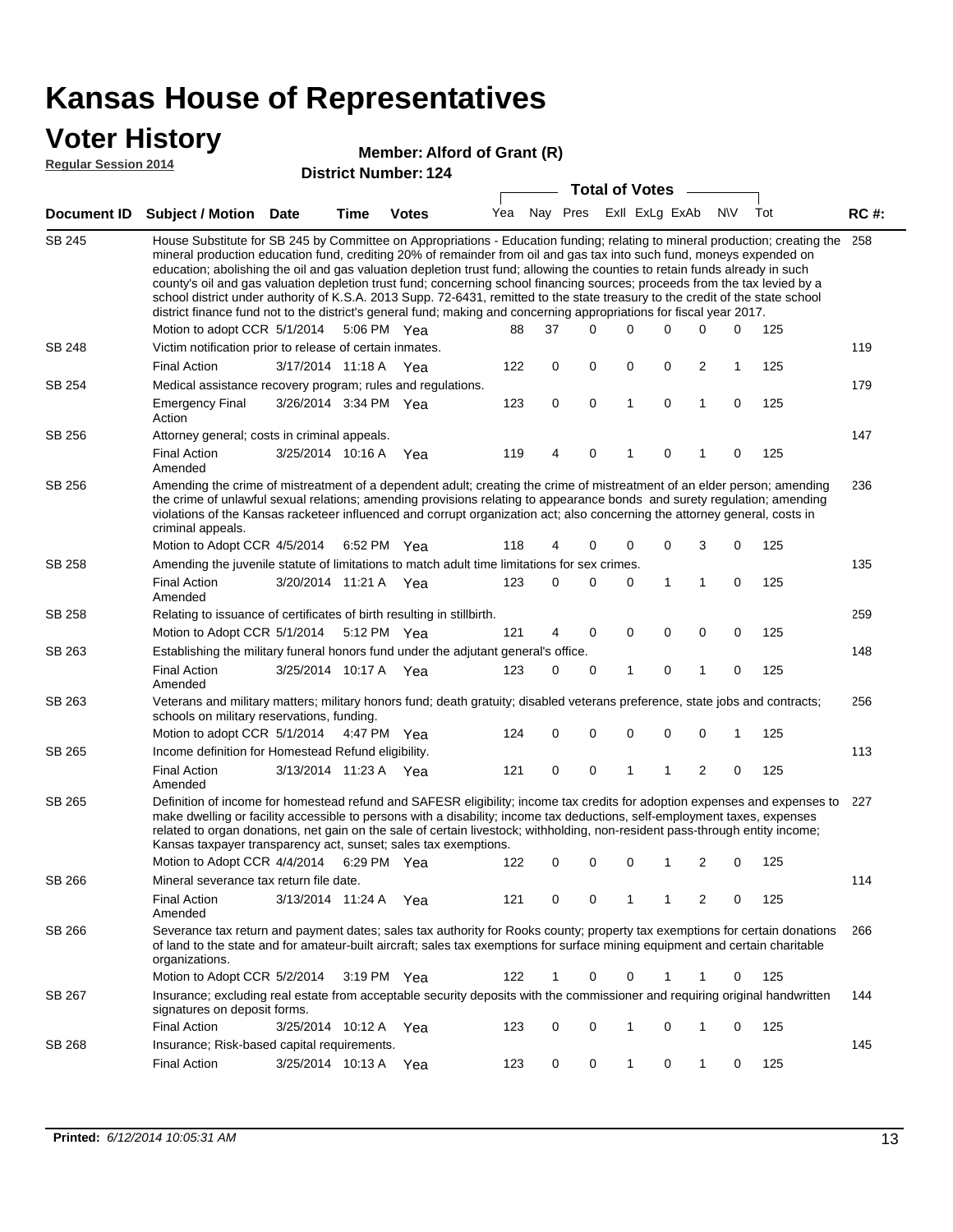# Kansas House of Representatives

## Voter History

**Regular Session 2014**

**Member: Alford of Grant (R)**

**District Number: 124**

| Document ID | Subject / Motion | Date | Time | Votes | Yea | Nay | Pres | ExII | ExLg | ExAb | N\V | Tot | RC #: |
|---|---|---|---|---|---|---|---|---|---|---|---|---|---|
| SB 245 | House Substitute for SB 245 by Committee on Appropriations - Education funding; relating to mineral production; creating the mineral production education fund, crediting 20% of remainder from oil and gas tax into such fund, moneys expended on education; abolishing the oil and gas valuation depletion trust fund; allowing the counties to retain funds already in such county's oil and gas valuation depletion trust fund; concerning school financing sources; proceeds from the tax levied by a school district under authority of K.S.A. 2013 Supp. 72-6431, remitted to the state treasury to the credit of the state school district finance fund not to the district's general fund; making and concerning appropriations for fiscal year 2017. | | | | | | | | | | | | 258 |
| | Motion to adopt CCR | 5/1/2014 | 5:06 PM | Yea | 88 | 37 | 0 | 0 | 0 | 0 | 0 | 125 | |
| SB 248 | Victim notification prior to release of certain inmates. | | | | | | | | | | | | 119 |
| | Final Action | 3/17/2014 | 11:18 A | Yea | 122 | 0 | 0 | 0 | 0 | 2 | 1 | 125 | |
| SB 254 | Medical assistance recovery program; rules and regulations. | | | | | | | | | | | | 179 |
| | Emergency Final Action | 3/26/2014 | 3:34 PM | Yea | 123 | 0 | 0 | 1 | 0 | 1 | 0 | 125 | |
| SB 256 | Attorney general; costs in criminal appeals. | | | | | | | | | | | | 147 |
| | Final Action Amended | 3/25/2014 | 10:16 A | Yea | 119 | 4 | 0 | 1 | 0 | 1 | 0 | 125 | |
| SB 256 | Amending the crime of mistreatment of a dependent adult; creating the crime of mistreatment of an elder person; amending the crime of unlawful sexual relations; amending provisions relating to appearance bonds and surety regulation; amending violations of the Kansas racketeer influenced and corrupt organization act; also concerning the attorney general, costs in criminal appeals. | | | | | | | | | | | | 236 |
| | Motion to Adopt CCR | 4/5/2014 | 6:52 PM | Yea | 118 | 4 | 0 | 0 | 0 | 3 | 0 | 125 | |
| SB 258 | Amending the juvenile statute of limitations to match adult time limitations for sex crimes. | | | | | | | | | | | | 135 |
| | Final Action Amended | 3/20/2014 | 11:21 A | Yea | 123 | 0 | 0 | 0 | 1 | 1 | 0 | 125 | |
| SB 258 | Relating to issuance of certificates of birth resulting in stillbirth. | | | | | | | | | | | | 259 |
| | Motion to Adopt CCR | 5/1/2014 | 5:12 PM | Yea | 121 | 4 | 0 | 0 | 0 | 0 | 0 | 125 | |
| SB 263 | Establishing the military funeral honors fund under the adjutant general's office. | | | | | | | | | | | | 148 |
| | Final Action Amended | 3/25/2014 | 10:17 A | Yea | 123 | 0 | 0 | 1 | 0 | 1 | 0 | 125 | |
| SB 263 | Veterans and military matters; military honors fund; death gratuity; disabled veterans preference, state jobs and contracts; schools on military reservations, funding. | | | | | | | | | | | | 256 |
| | Motion to adopt CCR | 5/1/2014 | 4:47 PM | Yea | 124 | 0 | 0 | 0 | 0 | 0 | 1 | 125 | |
| SB 265 | Income definition for Homestead Refund eligibility. | | | | | | | | | | | | 113 |
| | Final Action Amended | 3/13/2014 | 11:23 A | Yea | 121 | 0 | 0 | 1 | 1 | 2 | 0 | 125 | |
| SB 265 | Definition of income for homestead refund and SAFESR eligibility; income tax credits for adoption expenses and expenses to make dwelling or facility accessible to persons with a disability; income tax deductions, self-employment taxes, expenses related to organ donations, net gain on the sale of certain livestock; withholding, non-resident pass-through entity income; Kansas taxpayer transparency act, sunset; sales tax exemptions. | | | | | | | | | | | | 227 |
| | Motion to Adopt CCR | 4/4/2014 | 6:29 PM | Yea | 122 | 0 | 0 | 0 | 1 | 2 | 0 | 125 | |
| SB 266 | Mineral severance tax return file date. | | | | | | | | | | | | 114 |
| | Final Action Amended | 3/13/2014 | 11:24 A | Yea | 121 | 0 | 0 | 1 | 1 | 2 | 0 | 125 | |
| SB 266 | Severance tax return and payment dates; sales tax authority for Rooks county; property tax exemptions for certain donations of land to the state and for amateur-built aircraft; sales tax exemptions for surface mining equipment and certain charitable organizations. | | | | | | | | | | | | 266 |
| | Motion to Adopt CCR | 5/2/2014 | 3:19 PM | Yea | 122 | 1 | 0 | 0 | 1 | 1 | 0 | 125 | |
| SB 267 | Insurance; excluding real estate from acceptable security deposits with the commissioner and requiring original handwritten signatures on deposit forms. | | | | | | | | | | | | 144 |
| | Final Action | 3/25/2014 | 10:12 A | Yea | 123 | 0 | 0 | 1 | 0 | 1 | 0 | 125 | |
| SB 268 | Insurance; Risk-based capital requirements. | | | | | | | | | | | | 145 |
| | Final Action | 3/25/2014 | 10:13 A | Yea | 123 | 0 | 0 | 1 | 0 | 1 | 0 | 125 | |

**Printed:** *6/12/2014 10:05:31 AM*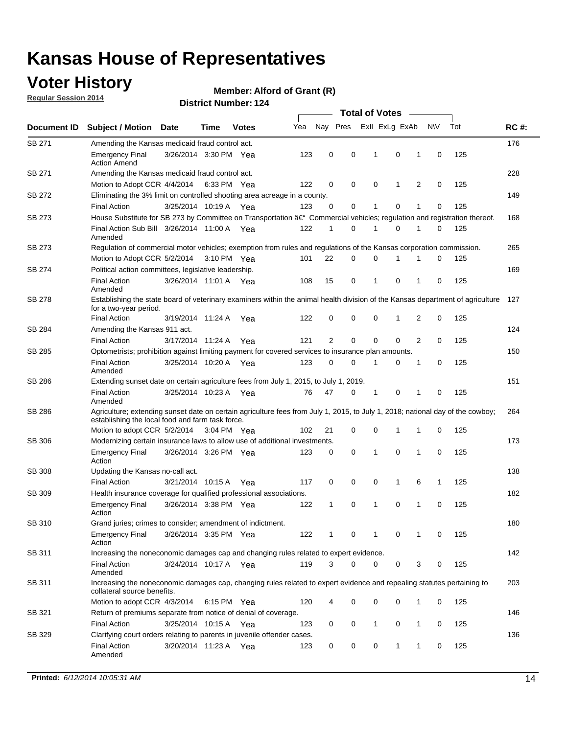# Kansas House of Representatives

## Voter History

**Regular Session 2014**

**Member: Alford of Grant (R)**

**District Number: 124**

| Document ID | Subject / Motion | Date | Time | Votes | Yea | Nay | Pres | ExII | ExLg | ExAb | N\V | Tot | RC #: |
|---|---|---|---|---|---|---|---|---|---|---|---|---|---|
| SB 271 | Amending the Kansas medicaid fraud control act. | | | | | | | | | | | | 176 |
| | Emergency Final Action Amend | 3/26/2014 | 3:30 PM | Yea | 123 | 0 | 0 | 1 | 0 | 1 | 0 | 125 | |
| SB 271 | Amending the Kansas medicaid fraud control act. | | | | | | | | | | | | 228 |
| | Motion to Adopt CCR | 4/4/2014 | 6:33 PM | Yea | 122 | 0 | 0 | 0 | 1 | 2 | 0 | 125 | |
| SB 272 | Eliminating the 3% limit on controlled shooting area acreage in a county. | | | | | | | | | | | | 149 |
| | Final Action | 3/25/2014 | 10:19 A | Yea | 123 | 0 | 0 | 1 | 0 | 1 | 0 | 125 | |
| SB 273 | House Substitute for SB 273 by Committee on Transportation â€" Commercial vehicles; regulation and registration thereof. | | | | | | | | | | | | 168 |
| | Final Action Sub Bill Amended | 3/26/2014 | 11:00 A | Yea | 122 | 1 | 0 | 1 | 0 | 1 | 0 | 125 | |
| SB 273 | Regulation of commercial motor vehicles; exemption from rules and regulations of the Kansas corporation commission. | | | | | | | | | | | | 265 |
| | Motion to Adopt CCR | 5/2/2014 | 3:10 PM | Yea | 101 | 22 | 0 | 0 | 1 | 1 | 0 | 125 | |
| SB 274 | Political action committees, legislative leadership. | | | | | | | | | | | | 169 |
| | Final Action Amended | 3/26/2014 | 11:01 A | Yea | 108 | 15 | 0 | 1 | 0 | 1 | 0 | 125 | |
| SB 278 | Establishing the state board of veterinary examiners within the animal health division of the Kansas department of agriculture for a two-year period. | | | | | | | | | | | | 127 |
| | Final Action | 3/19/2014 | 11:24 A | Yea | 122 | 0 | 0 | 0 | 1 | 2 | 0 | 125 | |
| SB 284 | Amending the Kansas 911 act. | | | | | | | | | | | | 124 |
| | Final Action | 3/17/2014 | 11:24 A | Yea | 121 | 2 | 0 | 0 | 0 | 2 | 0 | 125 | |
| SB 285 | Optometrists; prohibition against limiting payment for covered services to insurance plan amounts. | | | | | | | | | | | | 150 |
| | Final Action Amended | 3/25/2014 | 10:20 A | Yea | 123 | 0 | 0 | 1 | 0 | 1 | 0 | 125 | |
| SB 286 | Extending sunset date on certain agriculture fees from July 1, 2015, to July 1, 2019. | | | | | | | | | | | | 151 |
| | Final Action Amended | 3/25/2014 | 10:23 A | Yea | 76 | 47 | 0 | 1 | 0 | 1 | 0 | 125 | |
| SB 286 | Agriculture; extending sunset date on certain agriculture fees from July 1, 2015, to July 1, 2018; national day of the cowboy; establishing the local food and farm task force. | | | | | | | | | | | | 264 |
| | Motion to adopt CCR | 5/2/2014 | 3:04 PM | Yea | 102 | 21 | 0 | 0 | 1 | 1 | 0 | 125 | |
| SB 306 | Modernizing certain insurance laws to allow use of additional investments. | | | | | | | | | | | | 173 |
| | Emergency Final Action | 3/26/2014 | 3:26 PM | Yea | 123 | 0 | 0 | 1 | 0 | 1 | 0 | 125 | |
| SB 308 | Updating the Kansas no-call act. | | | | | | | | | | | | 138 |
| | Final Action | 3/21/2014 | 10:15 A | Yea | 117 | 0 | 0 | 0 | 1 | 6 | 1 | 125 | |
| SB 309 | Health insurance coverage for qualified professional associations. | | | | | | | | | | | | 182 |
| | Emergency Final Action | 3/26/2014 | 3:38 PM | Yea | 122 | 1 | 0 | 1 | 0 | 1 | 0 | 125 | |
| SB 310 | Grand juries; crimes to consider; amendment of indictment. | | | | | | | | | | | | 180 |
| | Emergency Final Action | 3/26/2014 | 3:35 PM | Yea | 122 | 1 | 0 | 1 | 0 | 1 | 0 | 125 | |
| SB 311 | Increasing the noneconomic damages cap and changing rules related to expert evidence. | | | | | | | | | | | | 142 |
| | Final Action Amended | 3/24/2014 | 10:17 A | Yea | 119 | 3 | 0 | 0 | 0 | 3 | 0 | 125 | |
| SB 311 | Increasing the noneconomic damages cap, changing rules related to expert evidence and repealing statutes pertaining to collateral source benefits. | | | | | | | | | | | | 203 |
| | Motion to adopt CCR | 4/3/2014 | 6:15 PM | Yea | 120 | 4 | 0 | 0 | 0 | 1 | 0 | 125 | |
| SB 321 | Return of premiums separate from notice of denial of coverage. | | | | | | | | | | | | 146 |
| | Final Action | 3/25/2014 | 10:15 A | Yea | 123 | 0 | 0 | 1 | 0 | 1 | 0 | 125 | |
| SB 329 | Clarifying court orders relating to parents in juvenile offender cases. | | | | | | | | | | | | 136 |
| | Final Action Amended | 3/20/2014 | 11:23 A | Yea | 123 | 0 | 0 | 0 | 1 | 1 | 0 | 125 | |

**Printed:** *6/12/2014 10:05:31 AM*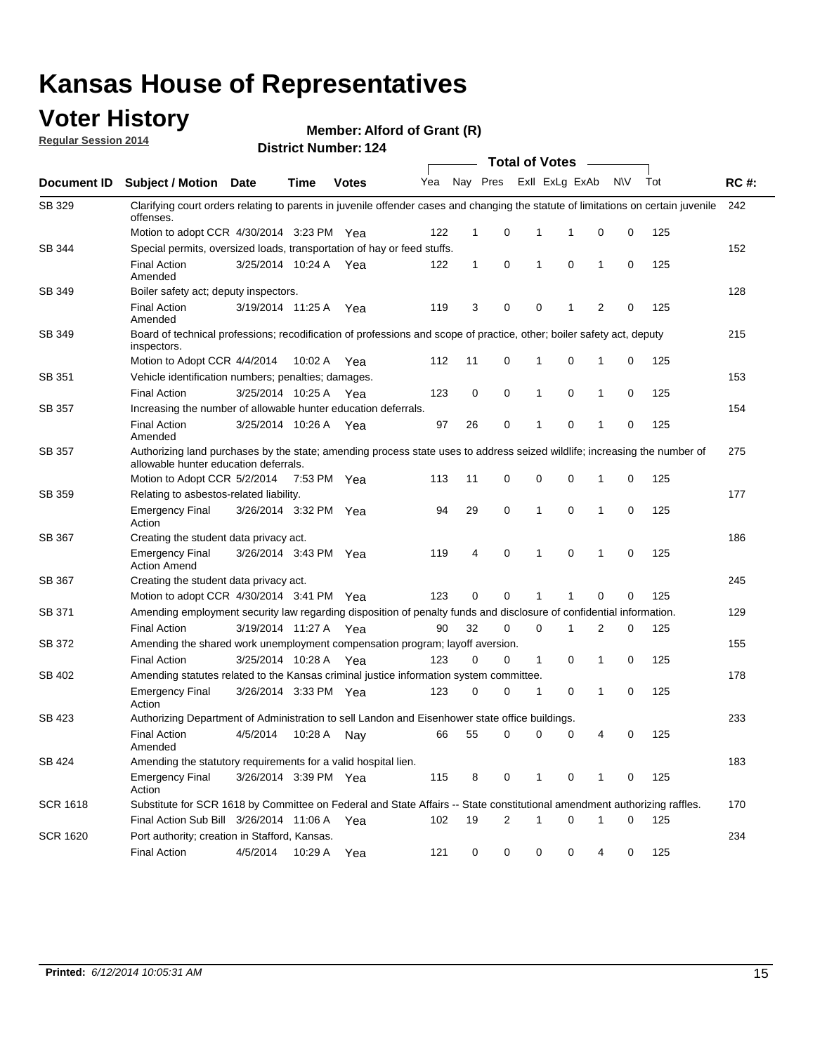# Kansas House of Representatives

## Voter History

**Regular Session 2014**

**Member: Alford of Grant (R)**

**District Number: 124**

| Document ID | Subject / Motion | Date | Time | Votes | Yea | Nay | Pres | ExII | ExLg | ExAb | N\V | Tot | RC #: |
|---|---|---|---|---|---|---|---|---|---|---|---|---|---|
| SB 329 | Clarifying court orders relating to parents in juvenile offender cases and changing the statute of limitations on certain juvenile offenses. | | | | | | | | | | | | 242 |
| | Motion to adopt CCR | 4/30/2014 | 3:23 PM | Yea | 122 | 1 | 0 | 1 | 1 | 0 | 0 | 125 | |
| SB 344 | Special permits, oversized loads, transportation of hay or feed stuffs. | | | | | | | | | | | | 152 |
| | Final Action Amended | 3/25/2014 | 10:24 A | Yea | 122 | 1 | 0 | 1 | 0 | 1 | 0 | 125 | |
| SB 349 | Boiler safety act; deputy inspectors. | | | | | | | | | | | | 128 |
| | Final Action Amended | 3/19/2014 | 11:25 A | Yea | 119 | 3 | 0 | 0 | 1 | 2 | 0 | 125 | |
| SB 349 | Board of technical professions; recodification of professions and scope of practice, other; boiler safety act, deputy inspectors. | | | | | | | | | | | | 215 |
| | Motion to Adopt CCR | 4/4/2014 | 10:02 A | Yea | 112 | 11 | 0 | 1 | 0 | 1 | 0 | 125 | |
| SB 351 | Vehicle identification numbers; penalties; damages. | | | | | | | | | | | | 153 |
| | Final Action | 3/25/2014 | 10:25 A | Yea | 123 | 0 | 0 | 1 | 0 | 1 | 0 | 125 | |
| SB 357 | Increasing the number of allowable hunter education deferrals. | | | | | | | | | | | | 154 |
| | Final Action Amended | 3/25/2014 | 10:26 A | Yea | 97 | 26 | 0 | 1 | 0 | 1 | 0 | 125 | |
| SB 357 | Authorizing land purchases by the state; amending process state uses to address seized wildlife; increasing the number of allowable hunter education deferrals. | | | | | | | | | | | | 275 |
| | Motion to Adopt CCR | 5/2/2014 | 7:53 PM | Yea | 113 | 11 | 0 | 0 | 0 | 1 | 0 | 125 | |
| SB 359 | Relating to asbestos-related liability. | | | | | | | | | | | | 177 |
| | Emergency Final Action | 3/26/2014 | 3:32 PM | Yea | 94 | 29 | 0 | 1 | 0 | 1 | 0 | 125 | |
| SB 367 | Creating the student data privacy act. | | | | | | | | | | | | 186 |
| | Emergency Final Action Amend | 3/26/2014 | 3:43 PM | Yea | 119 | 4 | 0 | 1 | 0 | 1 | 0 | 125 | |
| SB 367 | Creating the student data privacy act. | | | | | | | | | | | | 245 |
| | Motion to adopt CCR | 4/30/2014 | 3:41 PM | Yea | 123 | 0 | 0 | 1 | 1 | 0 | 0 | 125 | |
| SB 371 | Amending employment security law regarding disposition of penalty funds and disclosure of confidential information. | | | | | | | | | | | | 129 |
| | Final Action | 3/19/2014 | 11:27 A | Yea | 90 | 32 | 0 | 0 | 1 | 2 | 0 | 125 | |
| SB 372 | Amending the shared work unemployment compensation program; layoff aversion. | | | | | | | | | | | | 155 |
| | Final Action | 3/25/2014 | 10:28 A | Yea | 123 | 0 | 0 | 1 | 0 | 1 | 0 | 125 | |
| SB 402 | Amending statutes related to the Kansas criminal justice information system committee. | | | | | | | | | | | | 178 |
| | Emergency Final Action | 3/26/2014 | 3:33 PM | Yea | 123 | 0 | 0 | 1 | 0 | 1 | 0 | 125 | |
| SB 423 | Authorizing Department of Administration to sell Landon and Eisenhower state office buildings. | | | | | | | | | | | | 233 |
| | Final Action Amended | 4/5/2014 | 10:28 A | Nay | 66 | 55 | 0 | 0 | 0 | 4 | 0 | 125 | |
| SB 424 | Amending the statutory requirements for a valid hospital lien. | | | | | | | | | | | | 183 |
| | Emergency Final Action | 3/26/2014 | 3:39 PM | Yea | 115 | 8 | 0 | 1 | 0 | 1 | 0 | 125 | |
| SCR 1618 | Substitute for SCR 1618 by Committee on Federal and State Affairs -- State constitutional amendment authorizing raffles. | | | | | | | | | | | | 170 |
| | Final Action Sub Bill | 3/26/2014 | 11:06 A | Yea | 102 | 19 | 2 | 1 | 0 | 1 | 0 | 125 | |
| SCR 1620 | Port authority; creation in Stafford, Kansas. | | | | | | | | | | | | 234 |
| | Final Action | 4/5/2014 | 10:29 A | Yea | 121 | 0 | 0 | 0 | 0 | 4 | 0 | 125 | |

**Printed:** *6/12/2014 10:05:31 AM*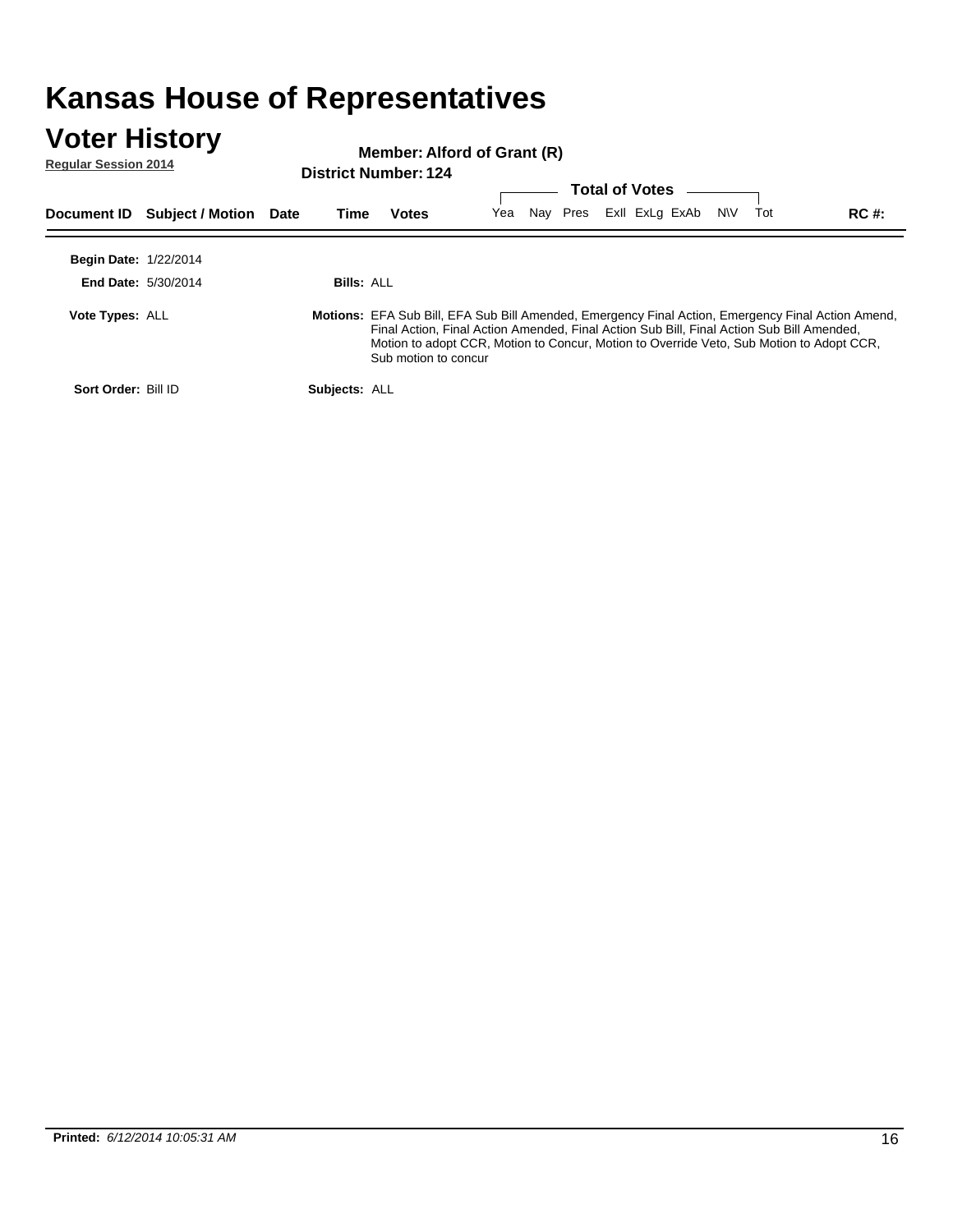# Kansas House of Representatives

## Voter History

**Regular Session 2014**

**Member: Alford of Grant (R)**

**District Number: 124**

| Document ID | Subject / Motion | Date | Time | Votes | Yea | Nay | Pres | ExII | ExLg | ExAb | N\V | Tot | RC #: |
|---|---|---|---|---|---|---|---|---|---|---|---|---|---|

**Begin Date:** 1/22/2014

**End Date:** 5/30/2014

**Bills:** ALL

**Vote Types:** ALL

**Motions:** EFA Sub Bill, EFA Sub Bill Amended, Emergency Final Action, Emergency Final Action Amend, Final Action, Final Action Amended, Final Action Sub Bill, Final Action Sub Bill Amended, Motion to adopt CCR, Motion to Concur, Motion to Override Veto, Sub Motion to Adopt CCR, Sub motion to concur

**Sort Order:** Bill ID

**Subjects:** ALL

**Printed:** *6/12/2014 10:05:31 AM*